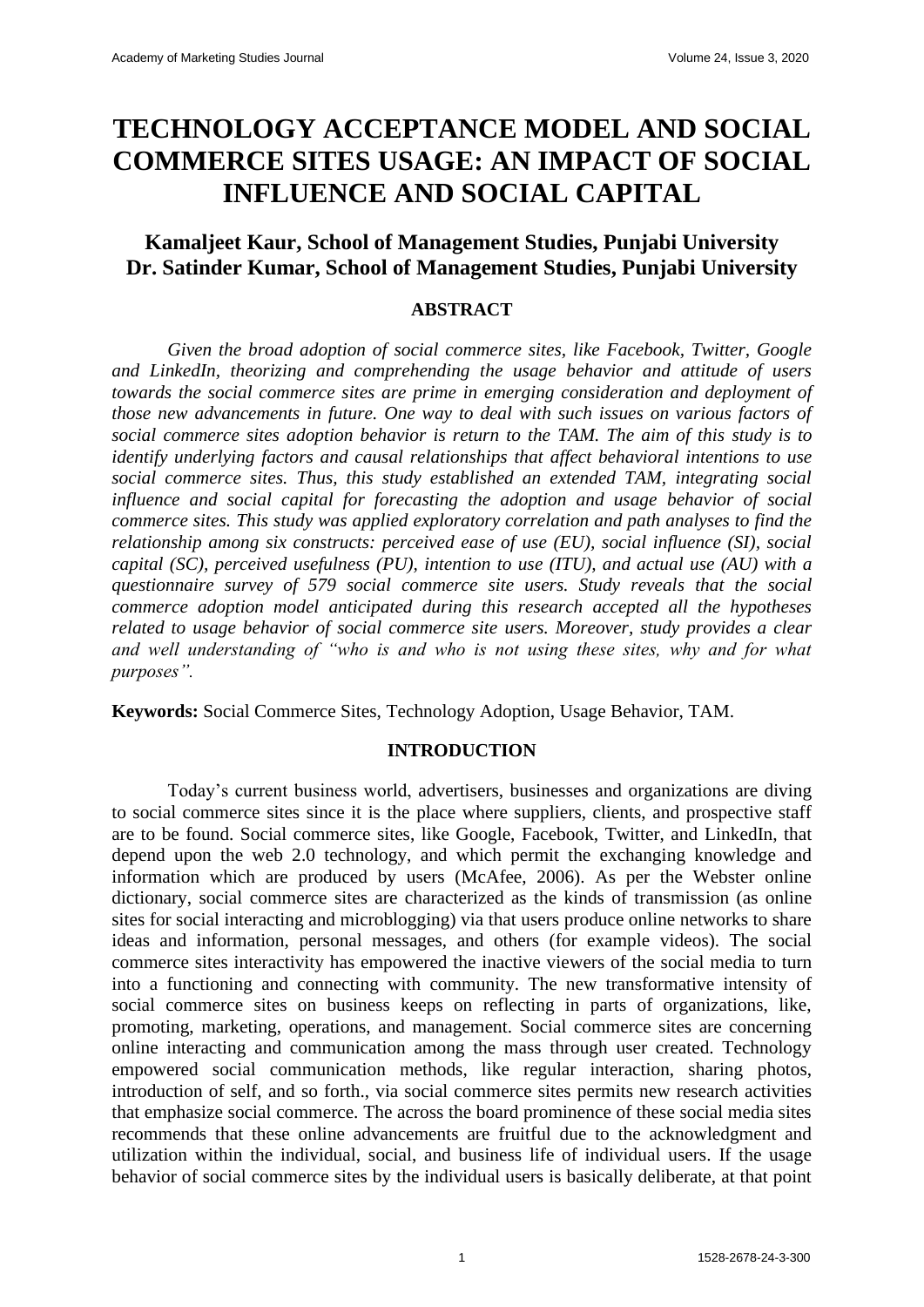# TECHNOLOGY ACCEPTANCE MODEL AND SOCIAL COMMERCE SITES USAGE: AN IMPACT OF SOCIAL INFLUENCE AND SOCIAL CAPITAL

**Kamaljeet Kaur, School of Management Studies, Punjabi University**
**Dr. Satinder Kumar, School of Management Studies, Punjabi University**

## ABSTRACT

*Given the broad adoption of social commerce sites, like Facebook, Twitter, Google and LinkedIn, theorizing and comprehending the usage behavior and attitude of users towards the social commerce sites are prime in emerging consideration and deployment of those new advancements in future. One way to deal with such issues on various factors of social commerce sites adoption behavior is return to the TAM. The aim of this study is to identify underlying factors and causal relationships that affect behavioral intentions to use social commerce sites. Thus, this study established an extended TAM, integrating social influence and social capital for forecasting the adoption and usage behavior of social commerce sites. This study was applied exploratory correlation and path analyses to find the relationship among six constructs: perceived ease of use (EU), social influence (SI), social capital (SC), perceived usefulness (PU), intention to use (ITU), and actual use (AU) with a questionnaire survey of 579 social commerce site users. Study reveals that the social commerce adoption model anticipated during this research accepted all the hypotheses related to usage behavior of social commerce site users. Moreover, study provides a clear and well understanding of "who is and who is not using these sites, why and for what purposes".*

**Keywords:** Social Commerce Sites, Technology Adoption, Usage Behavior, TAM.

## INTRODUCTION

Today's current business world, advertisers, businesses and organizations are diving to social commerce sites since it is the place where suppliers, clients, and prospective staff are to be found. Social commerce sites, like Google, Facebook, Twitter, and LinkedIn, that depend upon the web 2.0 technology, and which permit the exchanging knowledge and information which are produced by users (McAfee, 2006). As per the Webster online dictionary, social commerce sites are characterized as the kinds of transmission (as online sites for social interacting and microblogging) via that users produce online networks to share ideas and information, personal messages, and others (for example videos). The social commerce sites interactivity has empowered the inactive viewers of the social media to turn into a functioning and connecting with community. The new transformative intensity of social commerce sites on business keeps on reflecting in parts of organizations, like, promoting, marketing, operations, and management. Social commerce sites are concerning online interacting and communication among the mass through user created. Technology empowered social communication methods, like regular interaction, sharing photos, introduction of self, and so forth., via social commerce sites permits new research activities that emphasize social commerce. The across the board prominence of these social media sites recommends that these online advancements are fruitful due to the acknowledgment and utilization within the individual, social, and business life of individual users. If the usage behavior of social commerce sites by the individual users is basically deliberate, at that point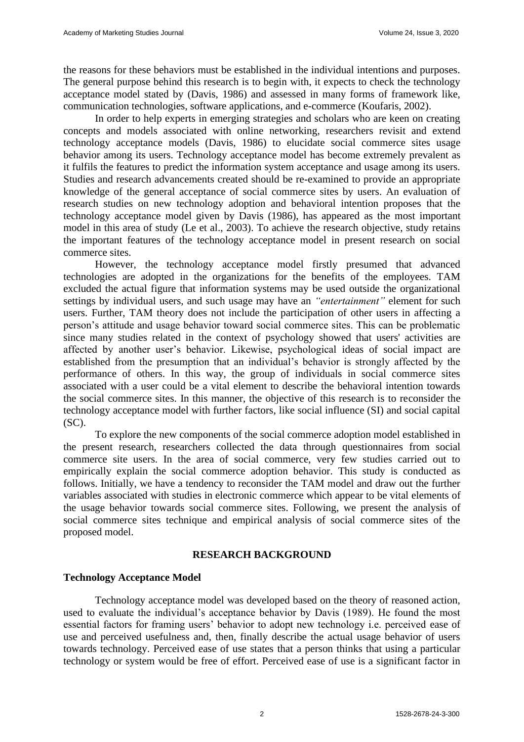the reasons for these behaviors must be established in the individual intentions and purposes. The general purpose behind this research is to begin with, it expects to check the technology acceptance model stated by (Davis, 1986) and assessed in many forms of framework like, communication technologies, software applications, and e-commerce (Koufaris, 2002).

In order to help experts in emerging strategies and scholars who are keen on creating concepts and models associated with online networking, researchers revisit and extend technology acceptance models (Davis, 1986) to elucidate social commerce sites usage behavior among its users. Technology acceptance model has become extremely prevalent as it fulfils the features to predict the information system acceptance and usage among its users. Studies and research advancements created should be re-examined to provide an appropriate knowledge of the general acceptance of social commerce sites by users. An evaluation of research studies on new technology adoption and behavioral intention proposes that the technology acceptance model given by Davis (1986), has appeared as the most important model in this area of study (Le et al., 2003). To achieve the research objective, study retains the important features of the technology acceptance model in present research on social commerce sites.

However, the technology acceptance model firstly presumed that advanced technologies are adopted in the organizations for the benefits of the employees. TAM excluded the actual figure that information systems may be used outside the organizational settings by individual users, and such usage may have an *"entertainment"* element for such users. Further, TAM theory does not include the participation of other users in affecting a person's attitude and usage behavior toward social commerce sites. This can be problematic since many studies related in the context of psychology showed that users' activities are affected by another user's behavior. Likewise, psychological ideas of social impact are established from the presumption that an individual's behavior is strongly affected by the performance of others. In this way, the group of individuals in social commerce sites associated with a user could be a vital element to describe the behavioral intention towards the social commerce sites. In this manner, the objective of this research is to reconsider the technology acceptance model with further factors, like social influence (SI) and social capital (SC).

To explore the new components of the social commerce adoption model established in the present research, researchers collected the data through questionnaires from social commerce site users. In the area of social commerce, very few studies carried out to empirically explain the social commerce adoption behavior. This study is conducted as follows. Initially, we have a tendency to reconsider the TAM model and draw out the further variables associated with studies in electronic commerce which appear to be vital elements of the usage behavior towards social commerce sites. Following, we present the analysis of social commerce sites technique and empirical analysis of social commerce sites of the proposed model.

## RESEARCH BACKGROUND

### Technology Acceptance Model

Technology acceptance model was developed based on the theory of reasoned action, used to evaluate the individual's acceptance behavior by Davis (1989). He found the most essential factors for framing users' behavior to adopt new technology i.e. perceived ease of use and perceived usefulness and, then, finally describe the actual usage behavior of users towards technology. Perceived ease of use states that a person thinks that using a particular technology or system would be free of effort. Perceived ease of use is a significant factor in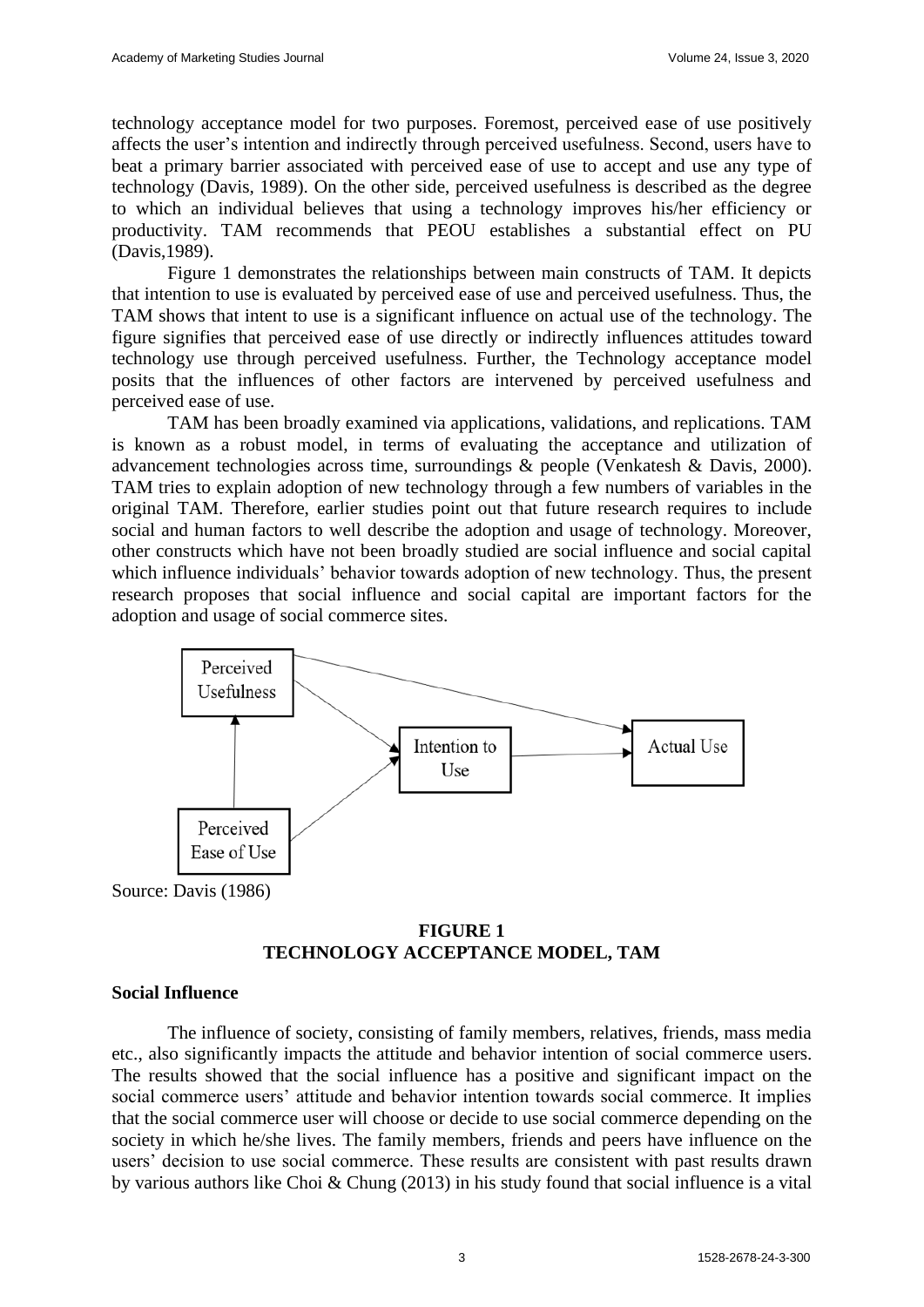technology acceptance model for two purposes. Foremost, perceived ease of use positively affects the user's intention and indirectly through perceived usefulness. Second, users have to beat a primary barrier associated with perceived ease of use to accept and use any type of technology (Davis, 1989). On the other side, perceived usefulness is described as the degree to which an individual believes that using a technology improves his/her efficiency or productivity. TAM recommends that PEOU establishes a substantial effect on PU (Davis,1989).

Figure 1 demonstrates the relationships between main constructs of TAM. It depicts that intention to use is evaluated by perceived ease of use and perceived usefulness. Thus, the TAM shows that intent to use is a significant influence on actual use of the technology. The figure signifies that perceived ease of use directly or indirectly influences attitudes toward technology use through perceived usefulness. Further, the Technology acceptance model posits that the influences of other factors are intervened by perceived usefulness and perceived ease of use.

TAM has been broadly examined via applications, validations, and replications. TAM is known as a robust model, in terms of evaluating the acceptance and utilization of advancement technologies across time, surroundings & people (Venkatesh & Davis, 2000). TAM tries to explain adoption of new technology through a few numbers of variables in the original TAM. Therefore, earlier studies point out that future research requires to include social and human factors to well describe the adoption and usage of technology. Moreover, other constructs which have not been broadly studied are social influence and social capital which influence individuals' behavior towards adoption of new technology. Thus, the present research proposes that social influence and social capital are important factors for the adoption and usage of social commerce sites.

Perceived Usefulness

Intention to Use

Actual Use

Perceived Ease of Use

Source: Davis (1986)

**FIGURE 1**
**TECHNOLOGY ACCEPTANCE MODEL, TAM**

### Social Influence

The influence of society, consisting of family members, relatives, friends, mass media etc., also significantly impacts the attitude and behavior intention of social commerce users. The results showed that the social influence has a positive and significant impact on the social commerce users' attitude and behavior intention towards social commerce. It implies that the social commerce user will choose or decide to use social commerce depending on the society in which he/she lives. The family members, friends and peers have influence on the users' decision to use social commerce. These results are consistent with past results drawn by various authors like Choi & Chung (2013) in his study found that social influence is a vital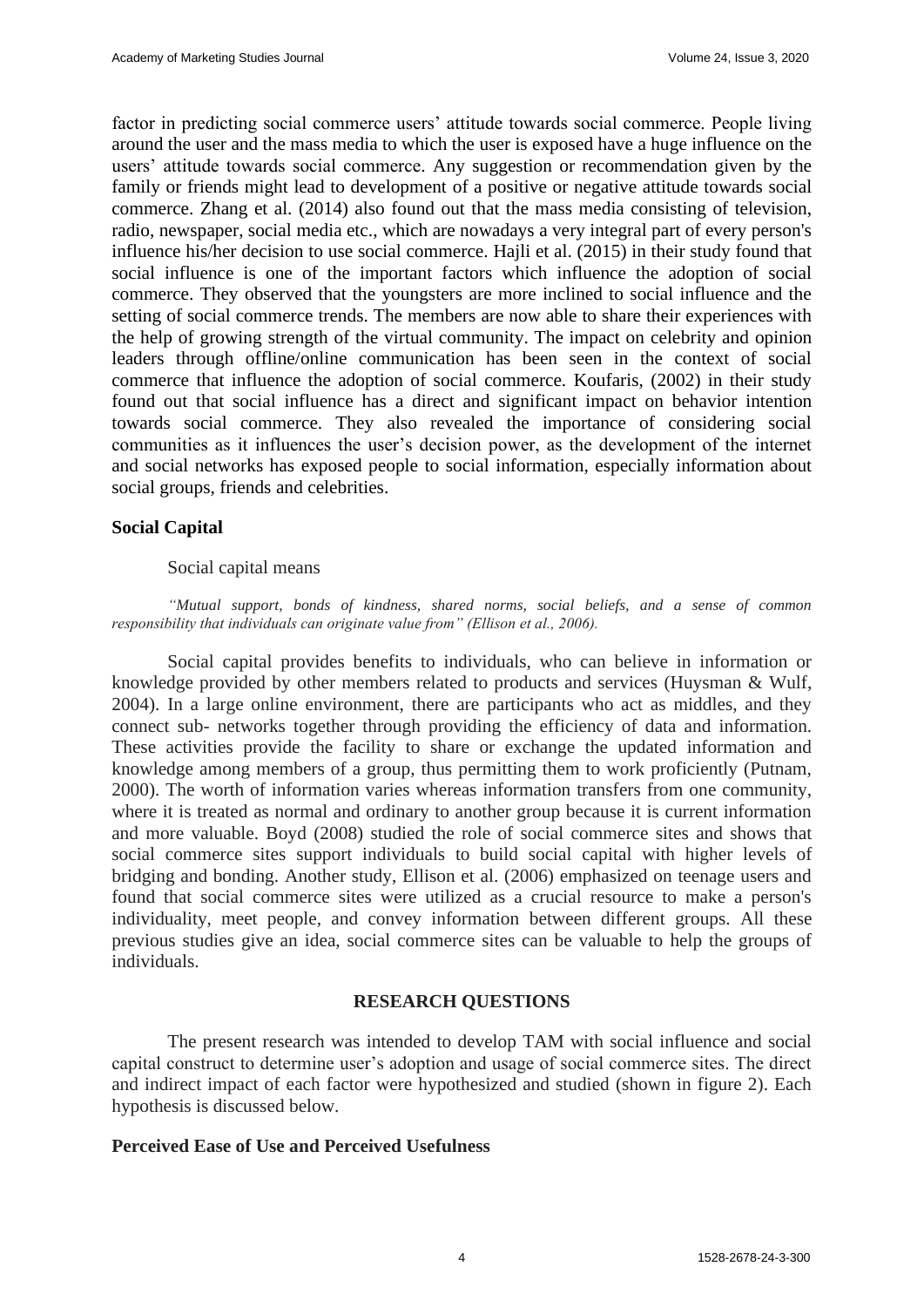factor in predicting social commerce users' attitude towards social commerce. People living around the user and the mass media to which the user is exposed have a huge influence on the users' attitude towards social commerce. Any suggestion or recommendation given by the family or friends might lead to development of a positive or negative attitude towards social commerce. Zhang et al. (2014) also found out that the mass media consisting of television, radio, newspaper, social media etc., which are nowadays a very integral part of every person's influence his/her decision to use social commerce. Hajli et al. (2015) in their study found that social influence is one of the important factors which influence the adoption of social commerce. They observed that the youngsters are more inclined to social influence and the setting of social commerce trends. The members are now able to share their experiences with the help of growing strength of the virtual community. The impact on celebrity and opinion leaders through offline/online communication has been seen in the context of social commerce that influence the adoption of social commerce. Koufaris, (2002) in their study found out that social influence has a direct and significant impact on behavior intention towards social commerce. They also revealed the importance of considering social communities as it influences the user's decision power, as the development of the internet and social networks has exposed people to social information, especially information about social groups, friends and celebrities.

### Social Capital

Social capital means

*"Mutual support, bonds of kindness, shared norms, social beliefs, and a sense of common responsibility that individuals can originate value from" (Ellison et al., 2006).*

Social capital provides benefits to individuals, who can believe in information or knowledge provided by other members related to products and services (Huysman & Wulf, 2004). In a large online environment, there are participants who act as middles, and they connect sub- networks together through providing the efficiency of data and information. These activities provide the facility to share or exchange the updated information and knowledge among members of a group, thus permitting them to work proficiently (Putnam, 2000). The worth of information varies whereas information transfers from one community, where it is treated as normal and ordinary to another group because it is current information and more valuable. Boyd (2008) studied the role of social commerce sites and shows that social commerce sites support individuals to build social capital with higher levels of bridging and bonding. Another study, Ellison et al. (2006) emphasized on teenage users and found that social commerce sites were utilized as a crucial resource to make a person's individuality, meet people, and convey information between different groups. All these previous studies give an idea, social commerce sites can be valuable to help the groups of individuals.

## RESEARCH QUESTIONS

The present research was intended to develop TAM with social influence and social capital construct to determine user's adoption and usage of social commerce sites. The direct and indirect impact of each factor were hypothesized and studied (shown in figure 2). Each hypothesis is discussed below.

### Perceived Ease of Use and Perceived Usefulness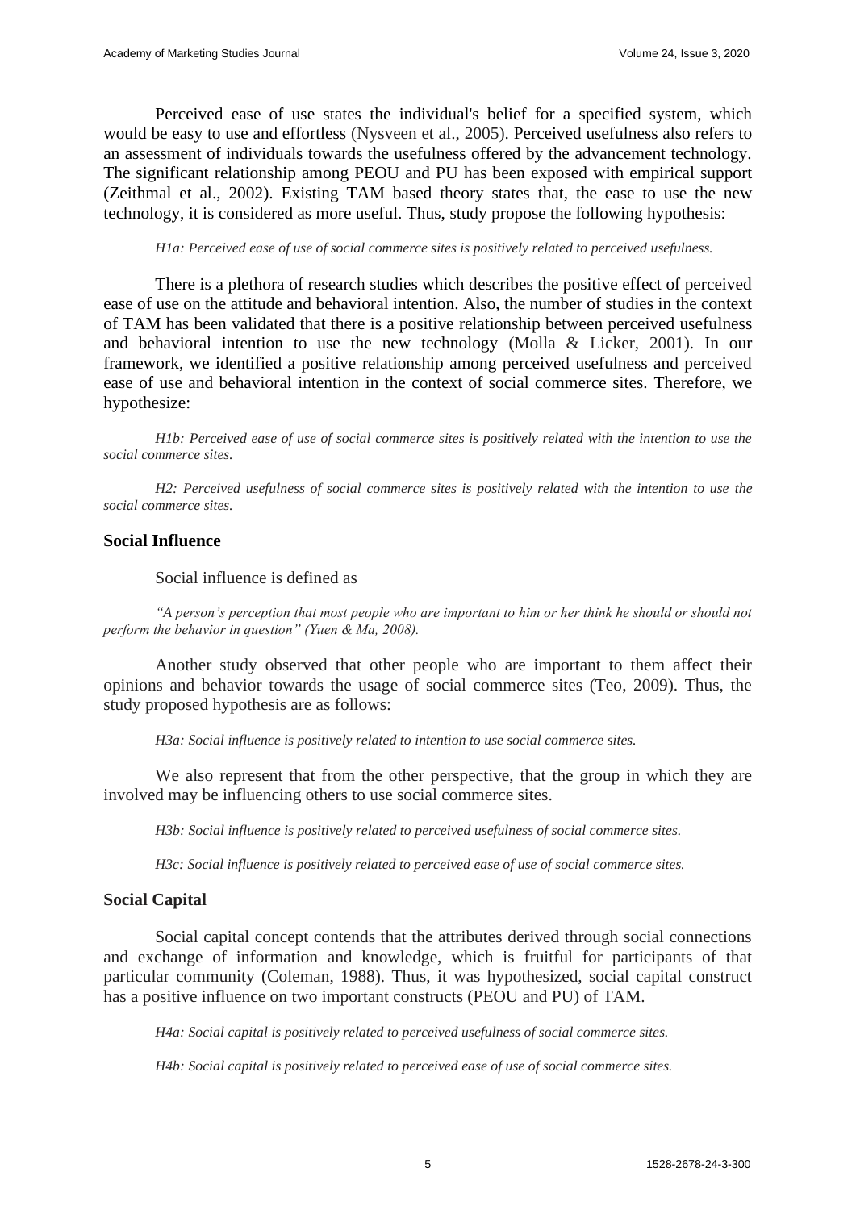Perceived ease of use states the individual's belief for a specified system, which would be easy to use and effortless (Nysveen et al., 2005). Perceived usefulness also refers to an assessment of individuals towards the usefulness offered by the advancement technology. The significant relationship among PEOU and PU has been exposed with empirical support (Zeithmal et al., 2002). Existing TAM based theory states that, the ease to use the new technology, it is considered as more useful. Thus, study propose the following hypothesis:

*H1a: Perceived ease of use of social commerce sites is positively related to perceived usefulness.*

There is a plethora of research studies which describes the positive effect of perceived ease of use on the attitude and behavioral intention. Also, the number of studies in the context of TAM has been validated that there is a positive relationship between perceived usefulness and behavioral intention to use the new technology (Molla & Licker, 2001). In our framework, we identified a positive relationship among perceived usefulness and perceived ease of use and behavioral intention in the context of social commerce sites. Therefore, we hypothesize:

*H1b: Perceived ease of use of social commerce sites is positively related with the intention to use the social commerce sites.*

*H2: Perceived usefulness of social commerce sites is positively related with the intention to use the social commerce sites.*

## Social Influence

Social influence is defined as

*"A person's perception that most people who are important to him or her think he should or should not perform the behavior in question" (Yuen & Ma, 2008).*

Another study observed that other people who are important to them affect their opinions and behavior towards the usage of social commerce sites (Teo, 2009). Thus, the study proposed hypothesis are as follows:

*H3a: Social influence is positively related to intention to use social commerce sites.*

We also represent that from the other perspective, that the group in which they are involved may be influencing others to use social commerce sites.

*H3b: Social influence is positively related to perceived usefulness of social commerce sites.*

*H3c: Social influence is positively related to perceived ease of use of social commerce sites.*

## Social Capital

Social capital concept contends that the attributes derived through social connections and exchange of information and knowledge, which is fruitful for participants of that particular community (Coleman, 1988). Thus, it was hypothesized, social capital construct has a positive influence on two important constructs (PEOU and PU) of TAM.

*H4a: Social capital is positively related to perceived usefulness of social commerce sites.*

*H4b: Social capital is positively related to perceived ease of use of social commerce sites.*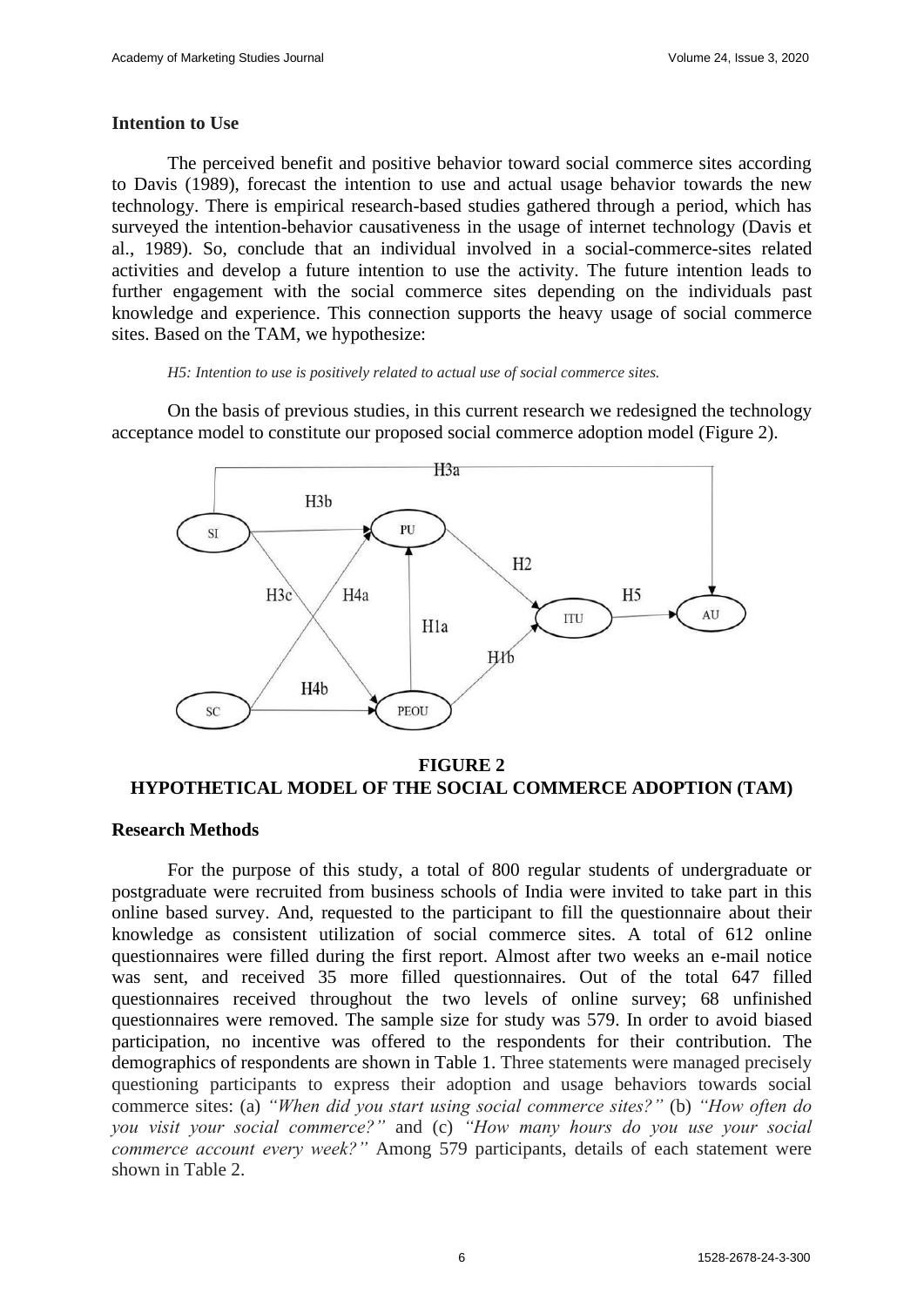### Intention to Use

The perceived benefit and positive behavior toward social commerce sites according to Davis (1989), forecast the intention to use and actual usage behavior towards the new technology. There is empirical research-based studies gathered through a period, which has surveyed the intention-behavior causativeness in the usage of internet technology (Davis et al., 1989). So, conclude that an individual involved in a social-commerce-sites related activities and develop a future intention to use the activity. The future intention leads to further engagement with the social commerce sites depending on the individuals past knowledge and experience. This connection supports the heavy usage of social commerce sites. Based on the TAM, we hypothesize:

*H5: Intention to use is positively related to actual use of social commerce sites.*

On the basis of previous studies, in this current research we redesigned the technology acceptance model to constitute our proposed social commerce adoption model (Figure 2).

**FIGURE 2**
**HYPOTHETICAL MODEL OF THE SOCIAL COMMERCE ADOPTION (TAM)**

### Research Methods

For the purpose of this study, a total of 800 regular students of undergraduate or postgraduate were recruited from business schools of India were invited to take part in this online based survey. And, requested to the participant to fill the questionnaire about their knowledge as consistent utilization of social commerce sites. A total of 612 online questionnaires were filled during the first report. Almost after two weeks an e-mail notice was sent, and received 35 more filled questionnaires. Out of the total 647 filled questionnaires received throughout the two levels of online survey; 68 unfinished questionnaires were removed. The sample size for study was 579. In order to avoid biased participation, no incentive was offered to the respondents for their contribution. The demographics of respondents are shown in Table 1. Three statements were managed precisely questioning participants to express their adoption and usage behaviors towards social commerce sites: (a) *"When did you start using social commerce sites?"* (b) *"How often do you visit your social commerce?"* and (c) *"How many hours do you use your social commerce account every week?"* Among 579 participants, details of each statement were shown in Table 2.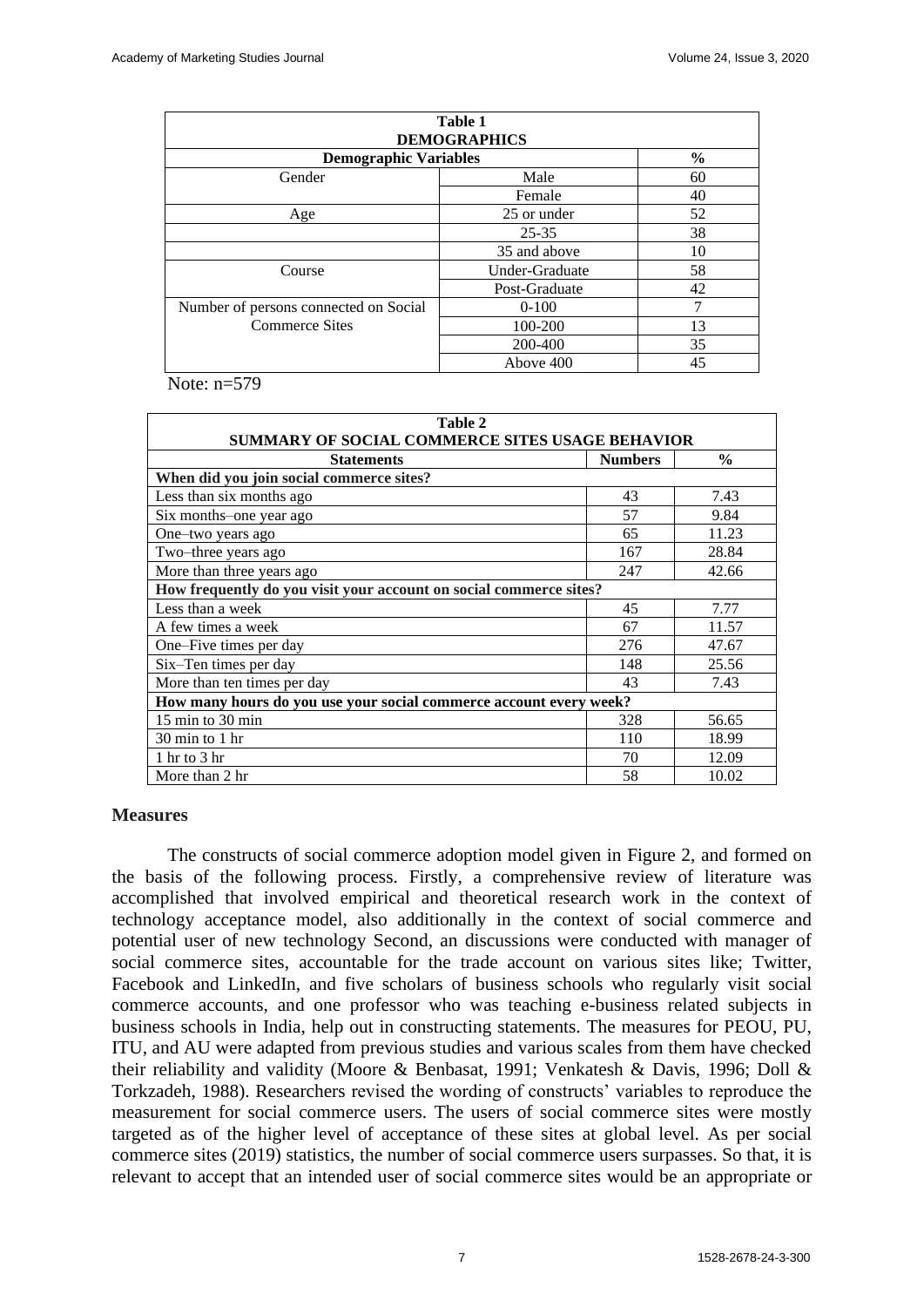**Table 1**
**DEMOGRAPHICS**

| Demographic Variables | | % |
|---|---|---|
| Gender | Male | 60 |
| | Female | 40 |
| Age | 25 or under | 52 |
| | 25-35 | 38 |
| | 35 and above | 10 |
| Course | Under-Graduate | 58 |
| | Post-Graduate | 42 |
| Number of persons connected on Social Commerce Sites | 0-100 | 7 |
| | 100-200 | 13 |
| | 200-400 | 35 |
| | Above 400 | 45 |

Note: n=579

**Table 2**
**SUMMARY OF SOCIAL COMMERCE SITES USAGE BEHAVIOR**

| Statements | Numbers | % |
|---|---|---|
| **When did you join social commerce sites?** | | |
| Less than six months ago | 43 | 7.43 |
| Six months–one year ago | 57 | 9.84 |
| One–two years ago | 65 | 11.23 |
| Two–three years ago | 167 | 28.84 |
| More than three years ago | 247 | 42.66 |
| **How frequently do you visit your account on social commerce sites?** | | |
| Less than a week | 45 | 7.77 |
| A few times a week | 67 | 11.57 |
| One–Five times per day | 276 | 47.67 |
| Six–Ten times per day | 148 | 25.56 |
| More than ten times per day | 43 | 7.43 |
| **How many hours do you use your social commerce account every week?** | | |
| 15 min to 30 min | 328 | 56.65 |
| 30 min to 1 hr | 110 | 18.99 |
| 1 hr to 3 hr | 70 | 12.09 |
| More than 2 hr | 58 | 10.02 |

### Measures

The constructs of social commerce adoption model given in Figure 2, and formed on the basis of the following process. Firstly, a comprehensive review of literature was accomplished that involved empirical and theoretical research work in the context of technology acceptance model, also additionally in the context of social commerce and potential user of new technology Second, an discussions were conducted with manager of social commerce sites, accountable for the trade account on various sites like; Twitter, Facebook and LinkedIn, and five scholars of business schools who regularly visit social commerce accounts, and one professor who was teaching e-business related subjects in business schools in India, help out in constructing statements. The measures for PEOU, PU, ITU, and AU were adapted from previous studies and various scales from them have checked their reliability and validity (Moore & Benbasat, 1991; Venkatesh & Davis, 1996; Doll & Torkzadeh, 1988). Researchers revised the wording of constructs' variables to reproduce the measurement for social commerce users. The users of social commerce sites were mostly targeted as of the higher level of acceptance of these sites at global level. As per social commerce sites (2019) statistics, the number of social commerce users surpasses. So that, it is relevant to accept that an intended user of social commerce sites would be an appropriate or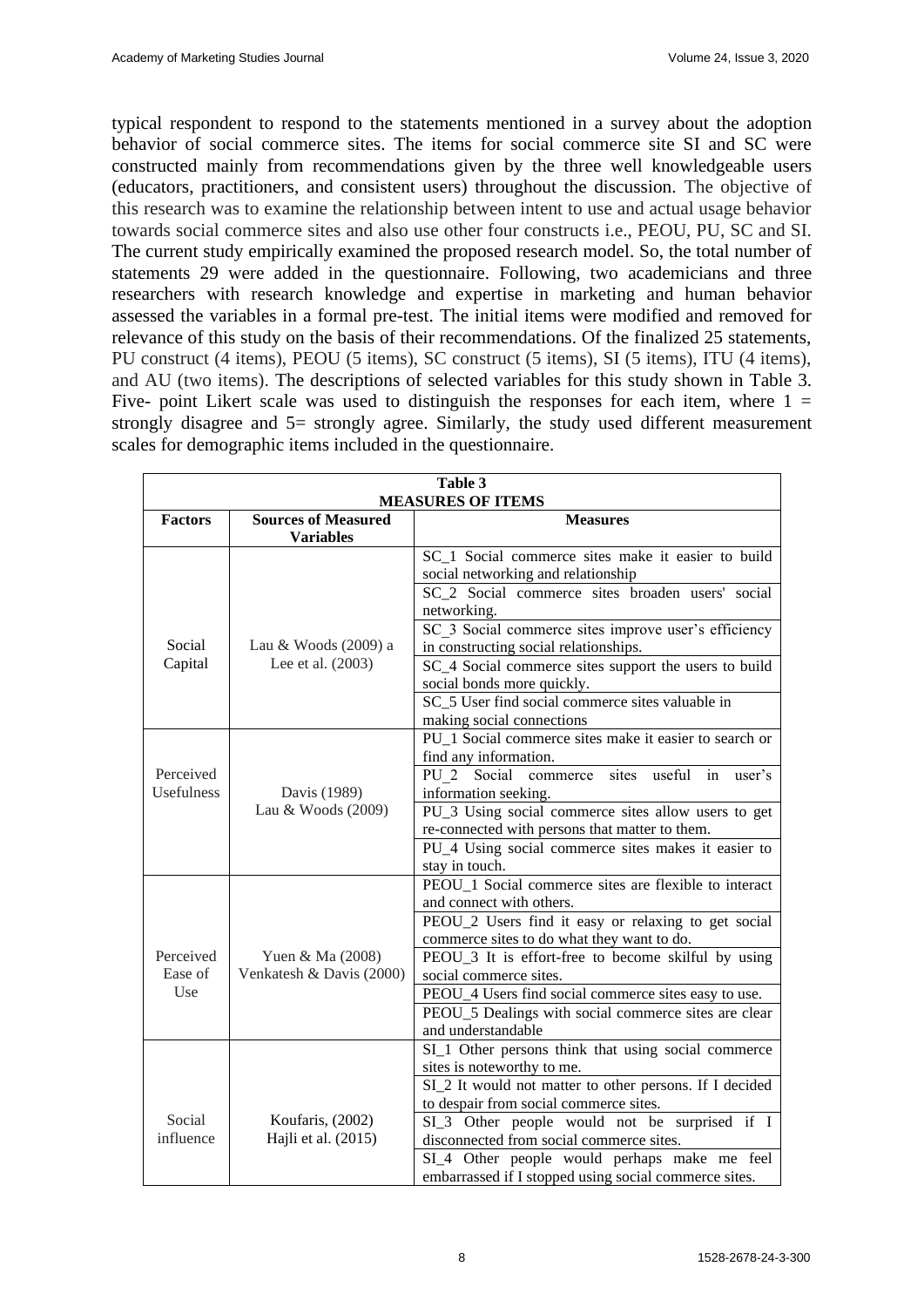typical respondent to respond to the statements mentioned in a survey about the adoption behavior of social commerce sites. The items for social commerce site SI and SC were constructed mainly from recommendations given by the three well knowledgeable users (educators, practitioners, and consistent users) throughout the discussion. The objective of this research was to examine the relationship between intent to use and actual usage behavior towards social commerce sites and also use other four constructs i.e., PEOU, PU, SC and SI. The current study empirically examined the proposed research model. So, the total number of statements 29 were added in the questionnaire. Following, two academicians and three researchers with research knowledge and expertise in marketing and human behavior assessed the variables in a formal pre-test. The initial items were modified and removed for relevance of this study on the basis of their recommendations. Of the finalized 25 statements, PU construct (4 items), PEOU (5 items), SC construct (5 items), SI (5 items), ITU (4 items), and AU (two items). The descriptions of selected variables for this study shown in Table 3. Five- point Likert scale was used to distinguish the responses for each item, where 1 = strongly disagree and 5= strongly agree. Similarly, the study used different measurement scales for demographic items included in the questionnaire.

**Table 3**
**MEASURES OF ITEMS**

| Factors | Sources of Measured Variables | Measures |
|---|---|---|
| Social Capital | Lau & Woods (2009) a Lee et al. (2003) | SC_1 Social commerce sites make it easier to build social networking and relationship |
| | | SC_2 Social commerce sites broaden users' social networking. |
| | | SC_3 Social commerce sites improve user's efficiency in constructing social relationships. |
| | | SC_4 Social commerce sites support the users to build social bonds more quickly. |
| | | SC_5 User find social commerce sites valuable in making social connections |
| Perceived Usefulness | Davis (1989) Lau & Woods (2009) | PU_1 Social commerce sites make it easier to search or find any information. |
| | | PU_2 Social commerce sites useful in user's information seeking. |
| | | PU_3 Using social commerce sites allow users to get re-connected with persons that matter to them. |
| | | PU_4 Using social commerce sites makes it easier to stay in touch. |
| Perceived Ease of Use | Yuen & Ma (2008) Venkatesh & Davis (2000) | PEOU_1 Social commerce sites are flexible to interact and connect with others. |
| | | PEOU_2 Users find it easy or relaxing to get social commerce sites to do what they want to do. |
| | | PEOU_3 It is effort-free to become skilful by using social commerce sites. |
| | | PEOU_4 Users find social commerce sites easy to use. |
| | | PEOU_5 Dealings with social commerce sites are clear and understandable |
| Social influence | Koufaris, (2002) Hajli et al. (2015) | SI_1 Other persons think that using social commerce sites is noteworthy to me. |
| | | SI_2 It would not matter to other persons. If I decided to despair from social commerce sites. |
| | | SI_3 Other people would not be surprised if I disconnected from social commerce sites. |
| | | SI_4 Other people would perhaps make me feel embarrassed if I stopped using social commerce sites. |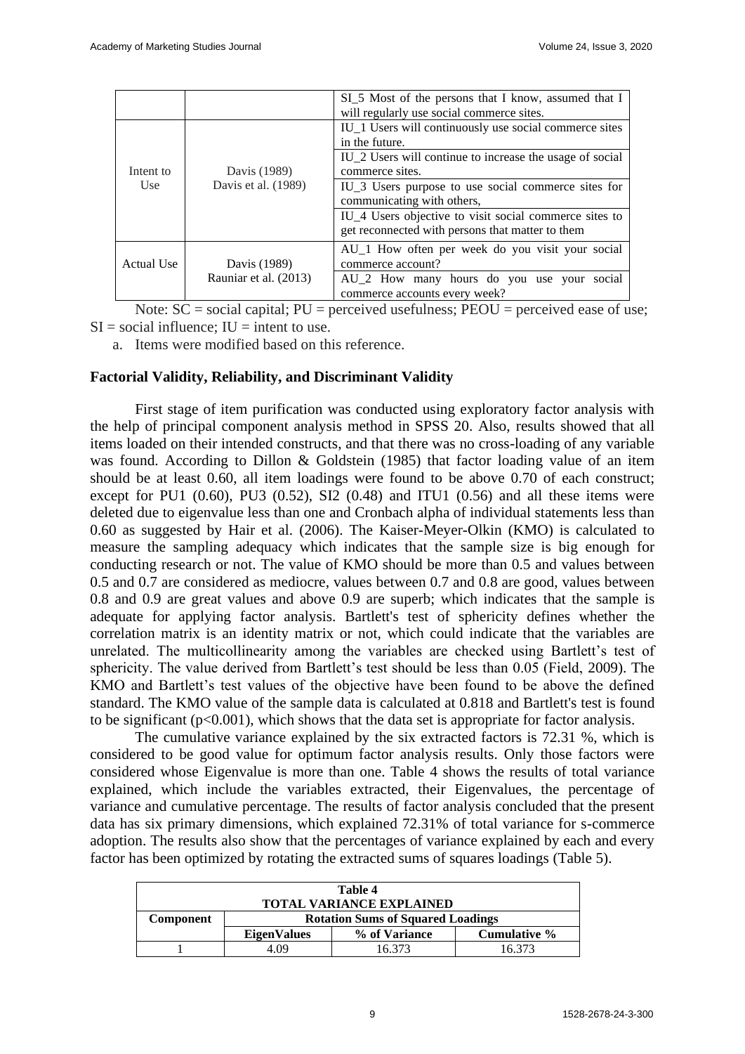| | | SI_5 Most of the persons that I know, assumed that I will regularly use social commerce sites. |
|---|---|---|
| Intent to Use | Davis (1989) Davis et al. (1989) | IU_1 Users will continuously use social commerce sites in the future. |
| | | IU_2 Users will continue to increase the usage of social commerce sites. |
| | | IU_3 Users purpose to use social commerce sites for communicating with others, |
| | | IU_4 Users objective to visit social commerce sites to get reconnected with persons that matter to them |
| Actual Use | Davis (1989) Rauniar et al. (2013) | AU_1 How often per week do you visit your social commerce account? |
| | | AU_2 How many hours do you use your social commerce accounts every week? |

Note: SC = social capital; PU = perceived usefulness; PEOU = perceived ease of use; SI = social influence; IU = intent to use.

a. Items were modified based on this reference.

### Factorial Validity, Reliability, and Discriminant Validity

First stage of item purification was conducted using exploratory factor analysis with the help of principal component analysis method in SPSS 20. Also, results showed that all items loaded on their intended constructs, and that there was no cross-loading of any variable was found. According to Dillon & Goldstein (1985) that factor loading value of an item should be at least 0.60, all item loadings were found to be above 0.70 of each construct; except for PU1 (0.60), PU3 (0.52), SI2 (0.48) and ITU1 (0.56) and all these items were deleted due to eigenvalue less than one and Cronbach alpha of individual statements less than 0.60 as suggested by Hair et al. (2006). The Kaiser-Meyer-Olkin (KMO) is calculated to measure the sampling adequacy which indicates that the sample size is big enough for conducting research or not. The value of KMO should be more than 0.5 and values between 0.5 and 0.7 are considered as mediocre, values between 0.7 and 0.8 are good, values between 0.8 and 0.9 are great values and above 0.9 are superb; which indicates that the sample is adequate for applying factor analysis. Bartlett's test of sphericity defines whether the correlation matrix is an identity matrix or not, which could indicate that the variables are unrelated. The multicollinearity among the variables are checked using Bartlett's test of sphericity. The value derived from Bartlett's test should be less than 0.05 (Field, 2009). The KMO and Bartlett's test values of the objective have been found to be above the defined standard. The KMO value of the sample data is calculated at 0.818 and Bartlett's test is found to be significant ($p<0.001$), which shows that the data set is appropriate for factor analysis.

The cumulative variance explained by the six extracted factors is 72.31 %, which is considered to be good value for optimum factor analysis results. Only those factors were considered whose Eigenvalue is more than one. Table 4 shows the results of total variance explained, which include the variables extracted, their Eigenvalues, the percentage of variance and cumulative percentage. The results of factor analysis concluded that the present data has six primary dimensions, which explained 72.31% of total variance for s-commerce adoption. The results also show that the percentages of variance explained by each and every factor has been optimized by rotating the extracted sums of squares loadings (Table 5).

**Table 4**
**TOTAL VARIANCE EXPLAINED**

| Component | Rotation Sums of Squared Loadings | | |
|---|---|---|---|
| | EigenValues | % of Variance | Cumulative % |
| 1 | 4.09 | 16.373 | 16.373 |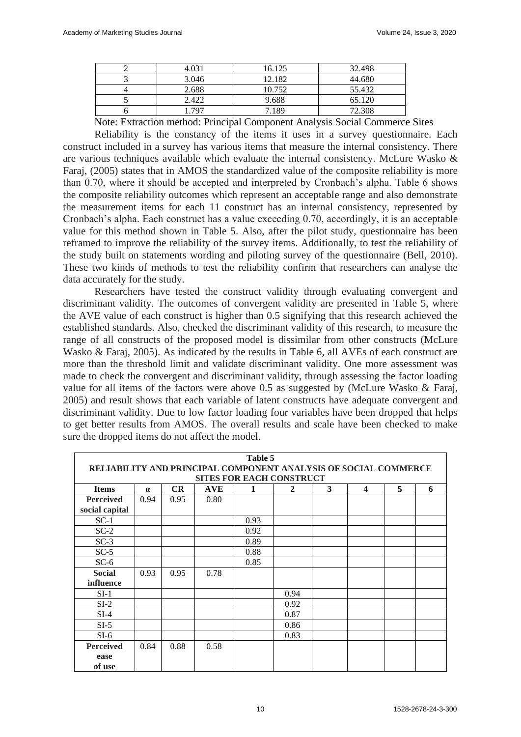| 2 | 4.031 | 16.125 | 32.498 |
|---|---|---|---|
| 3 | 3.046 | 12.182 | 44.680 |
| 4 | 2.688 | 10.752 | 55.432 |
| 5 | 2.422 | 9.688 | 65.120 |
| 6 | 1.797 | 7.189 | 72.308 |

Note: Extraction method: Principal Component Analysis Social Commerce Sites

Reliability is the constancy of the items it uses in a survey questionnaire. Each construct included in a survey has various items that measure the internal consistency. There are various techniques available which evaluate the internal consistency. McLure Wasko & Faraj, (2005) states that in AMOS the standardized value of the composite reliability is more than 0.70, where it should be accepted and interpreted by Cronbach's alpha. Table 6 shows the composite reliability outcomes which represent an acceptable range and also demonstrate the measurement items for each 11 construct has an internal consistency, represented by Cronbach's alpha. Each construct has a value exceeding 0.70, accordingly, it is an acceptable value for this method shown in Table 5. Also, after the pilot study, questionnaire has been reframed to improve the reliability of the survey items. Additionally, to test the reliability of the study built on statements wording and piloting survey of the questionnaire (Bell, 2010). These two kinds of methods to test the reliability confirm that researchers can analyse the data accurately for the study.

Researchers have tested the construct validity through evaluating convergent and discriminant validity. The outcomes of convergent validity are presented in Table 5, where the AVE value of each construct is higher than 0.5 signifying that this research achieved the established standards. Also, checked the discriminant validity of this research, to measure the range of all constructs of the proposed model is dissimilar from other constructs (McLure Wasko & Faraj, 2005). As indicated by the results in Table 6, all AVEs of each construct are more than the threshold limit and validate discriminant validity. One more assessment was made to check the convergent and discriminant validity, through assessing the factor loading value for all items of the factors were above 0.5 as suggested by (McLure Wasko & Faraj, 2005) and result shows that each variable of latent constructs have adequate convergent and discriminant validity. Due to low factor loading four variables have been dropped that helps to get better results from AMOS. The overall results and scale have been checked to make sure the dropped items do not affect the model.

**Table 5**
**RELIABILITY AND PRINCIPAL COMPONENT ANALYSIS OF SOCIAL COMMERCE SITES FOR EACH CONSTRUCT**

| Items | α | CR | AVE | 1 | 2 | 3 | 4 | 5 | 6 |
|---|---|---|---|---|---|---|---|---|---|
| **Perceived social capital** | 0.94 | 0.95 | 0.80 | | | | | | |
| SC-1 | | | | 0.93 | | | | | |
| SC-2 | | | | 0.92 | | | | | |
| SC-3 | | | | 0.89 | | | | | |
| SC-5 | | | | 0.88 | | | | | |
| SC-6 | | | | 0.85 | | | | | |
| **Social influence** | 0.93 | 0.95 | 0.78 | | | | | | |
| SI-1 | | | | | 0.94 | | | | |
| SI-2 | | | | | 0.92 | | | | |
| SI-4 | | | | | 0.87 | | | | |
| SI-5 | | | | | 0.86 | | | | |
| SI-6 | | | | | 0.83 | | | | |
| **Perceived ease of use** | 0.84 | 0.88 | 0.58 | | | | | | |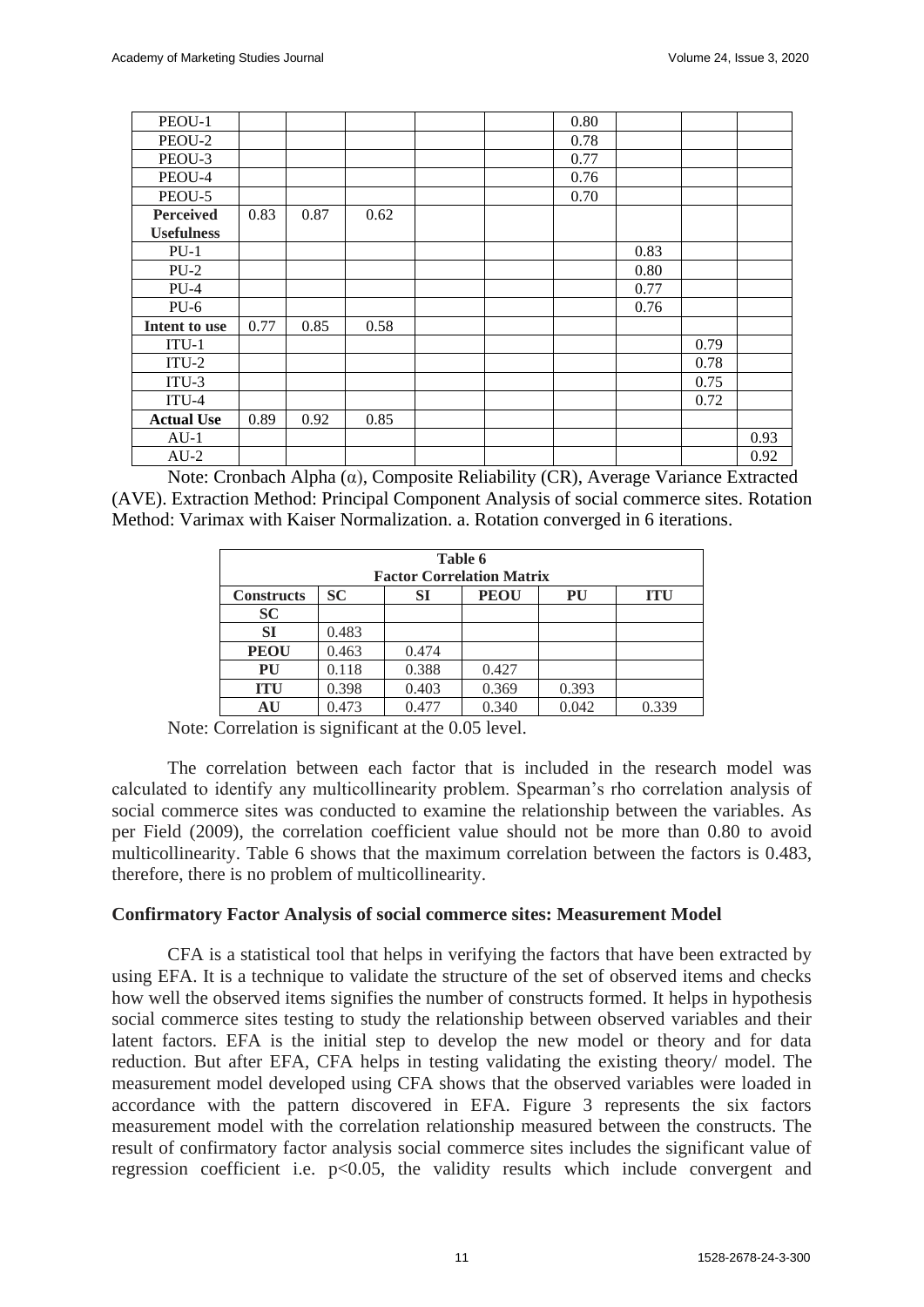| PEOU-1 | | | | | | 0.80 | | | |
|---|---|---|---|---|---|---|---|---|---|
| PEOU-2 | | | | | | 0.78 | | | |
| PEOU-3 | | | | | | 0.77 | | | |
| PEOU-4 | | | | | | 0.76 | | | |
| PEOU-5 | | | | | | 0.70 | | | |
| **Perceived Usefulness** | 0.83 | 0.87 | 0.62 | | | | | | |
| PU-1 | | | | | | | 0.83 | | |
| PU-2 | | | | | | | 0.80 | | |
| PU-4 | | | | | | | 0.77 | | |
| PU-6 | | | | | | | 0.76 | | |
| **Intent to use** | 0.77 | 0.85 | 0.58 | | | | | | |
| ITU-1 | | | | | | | | 0.79 | |
| ITU-2 | | | | | | | | 0.78 | |
| ITU-3 | | | | | | | | 0.75 | |
| ITU-4 | | | | | | | | 0.72 | |
| **Actual Use** | 0.89 | 0.92 | 0.85 | | | | | | |
| AU-1 | | | | | | | | | 0.93 |
| AU-2 | | | | | | | | | 0.92 |

Note: Cronbach Alpha (α), Composite Reliability (CR), Average Variance Extracted (AVE). Extraction Method: Principal Component Analysis of social commerce sites. Rotation Method: Varimax with Kaiser Normalization. a. Rotation converged in 6 iterations.

**Table 6**
**Factor Correlation Matrix**

| Constructs | SC | SI | PEOU | PU | ITU |
|---|---|---|---|---|---|
| **SC** | | | | | |
| **SI** | 0.483 | | | | |
| **PEOU** | 0.463 | 0.474 | | | |
| **PU** | 0.118 | 0.388 | 0.427 | | |
| **ITU** | 0.398 | 0.403 | 0.369 | 0.393 | |
| **AU** | 0.473 | 0.477 | 0.340 | 0.042 | 0.339 |

Note: Correlation is significant at the 0.05 level.

The correlation between each factor that is included in the research model was calculated to identify any multicollinearity problem. Spearman's rho correlation analysis of social commerce sites was conducted to examine the relationship between the variables. As per Field (2009), the correlation coefficient value should not be more than 0.80 to avoid multicollinearity. Table 6 shows that the maximum correlation between the factors is 0.483, therefore, there is no problem of multicollinearity.

### Confirmatory Factor Analysis of social commerce sites: Measurement Model

CFA is a statistical tool that helps in verifying the factors that have been extracted by using EFA. It is a technique to validate the structure of the set of observed items and checks how well the observed items signifies the number of constructs formed. It helps in hypothesis social commerce sites testing to study the relationship between observed variables and their latent factors. EFA is the initial step to develop the new model or theory and for data reduction. But after EFA, CFA helps in testing validating the existing theory/ model. The measurement model developed using CFA shows that the observed variables were loaded in accordance with the pattern discovered in EFA. Figure 3 represents the six factors measurement model with the correlation relationship measured between the constructs. The result of confirmatory factor analysis social commerce sites includes the significant value of regression coefficient i.e. $p<0.05$, the validity results which include convergent and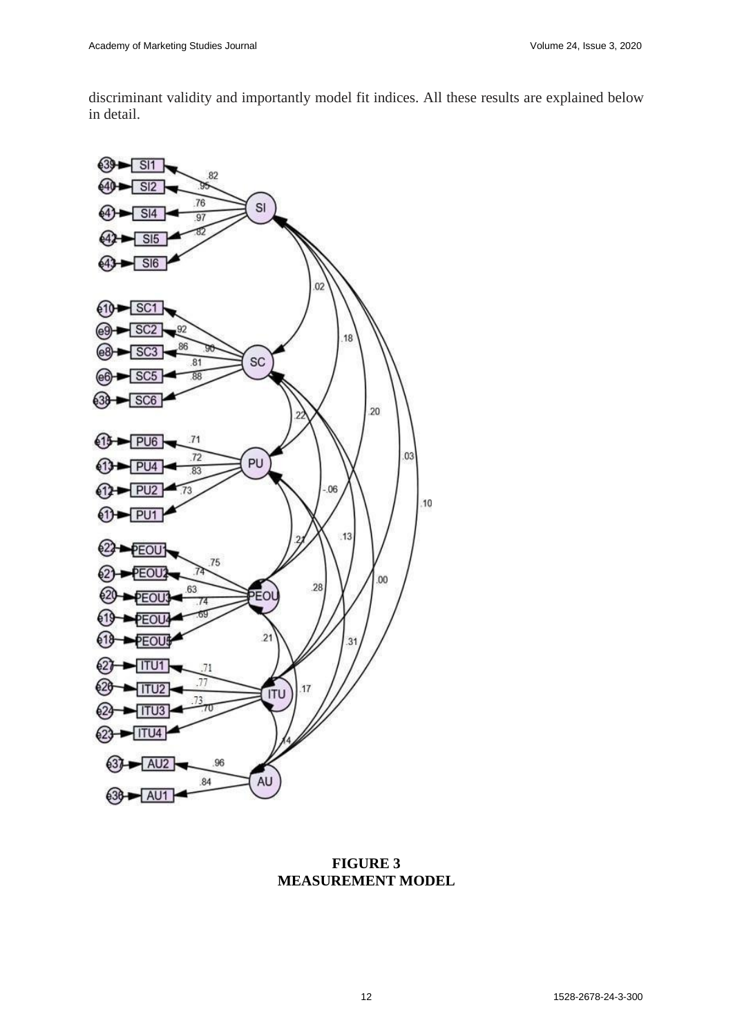discriminant validity and importantly model fit indices. All these results are explained below in detail.

**FIGURE 3**
**MEASUREMENT MODEL**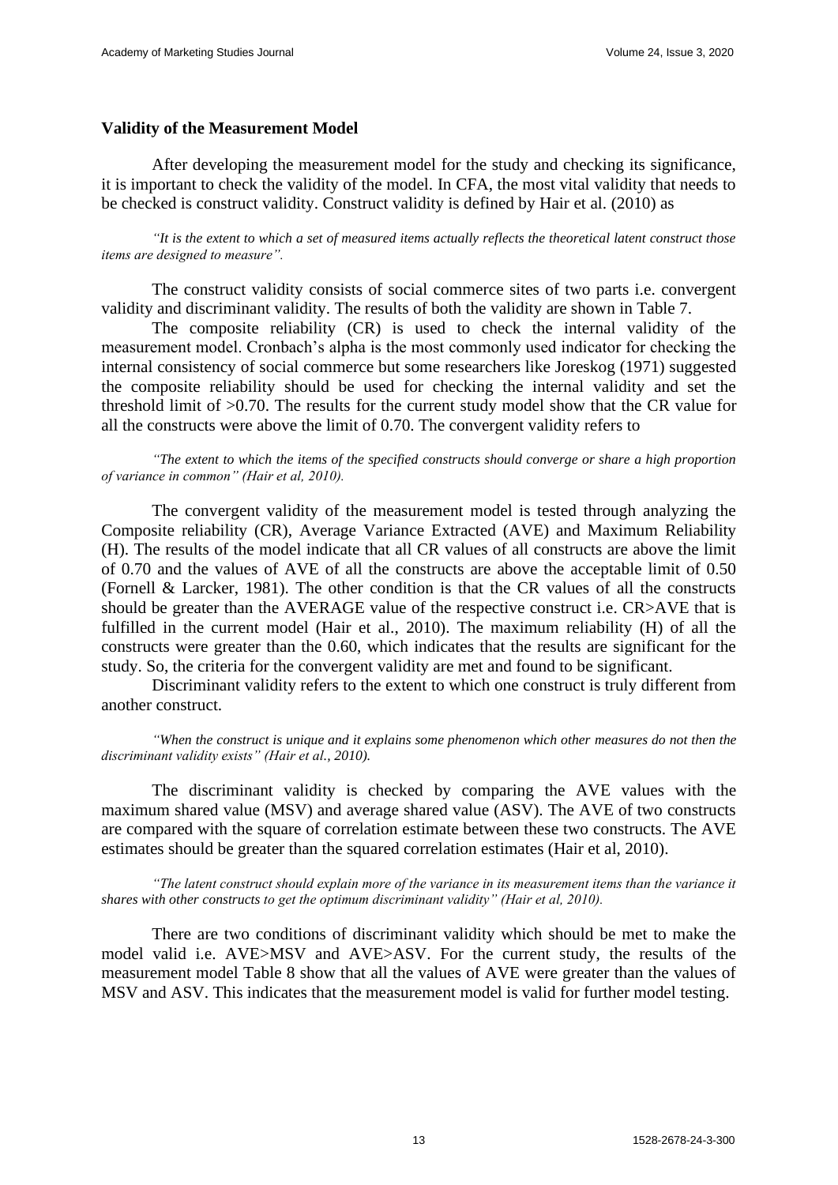**Validity of the Measurement Model**

After developing the measurement model for the study and checking its significance, it is important to check the validity of the model. In CFA, the most vital validity that needs to be checked is construct validity. Construct validity is defined by Hair et al. (2010) as

*"It is the extent to which a set of measured items actually reflects the theoretical latent construct those items are designed to measure".*

The construct validity consists of social commerce sites of two parts i.e. convergent validity and discriminant validity. The results of both the validity are shown in Table 7.

The composite reliability (CR) is used to check the internal validity of the measurement model. Cronbach's alpha is the most commonly used indicator for checking the internal consistency of social commerce but some researchers like Joreskog (1971) suggested the composite reliability should be used for checking the internal validity and set the threshold limit of >0.70. The results for the current study model show that the CR value for all the constructs were above the limit of 0.70. The convergent validity refers to

*"The extent to which the items of the specified constructs should converge or share a high proportion of variance in common" (Hair et al, 2010).*

The convergent validity of the measurement model is tested through analyzing the Composite reliability (CR), Average Variance Extracted (AVE) and Maximum Reliability (H). The results of the model indicate that all CR values of all constructs are above the limit of 0.70 and the values of AVE of all the constructs are above the acceptable limit of 0.50 (Fornell & Larcker, 1981). The other condition is that the CR values of all the constructs should be greater than the AVERAGE value of the respective construct i.e. CR>AVE that is fulfilled in the current model (Hair et al., 2010). The maximum reliability (H) of all the constructs were greater than the 0.60, which indicates that the results are significant for the study. So, the criteria for the convergent validity are met and found to be significant.

Discriminant validity refers to the extent to which one construct is truly different from another construct.

*"When the construct is unique and it explains some phenomenon which other measures do not then the discriminant validity exists" (Hair et al., 2010).*

The discriminant validity is checked by comparing the AVE values with the maximum shared value (MSV) and average shared value (ASV). The AVE of two constructs are compared with the square of correlation estimate between these two constructs. The AVE estimates should be greater than the squared correlation estimates (Hair et al, 2010).

*"The latent construct should explain more of the variance in its measurement items than the variance it shares with other constructs to get the optimum discriminant validity" (Hair et al, 2010).*

There are two conditions of discriminant validity which should be met to make the model valid i.e. AVE>MSV and AVE>ASV. For the current study, the results of the measurement model Table 8 show that all the values of AVE were greater than the values of MSV and ASV. This indicates that the measurement model is valid for further model testing.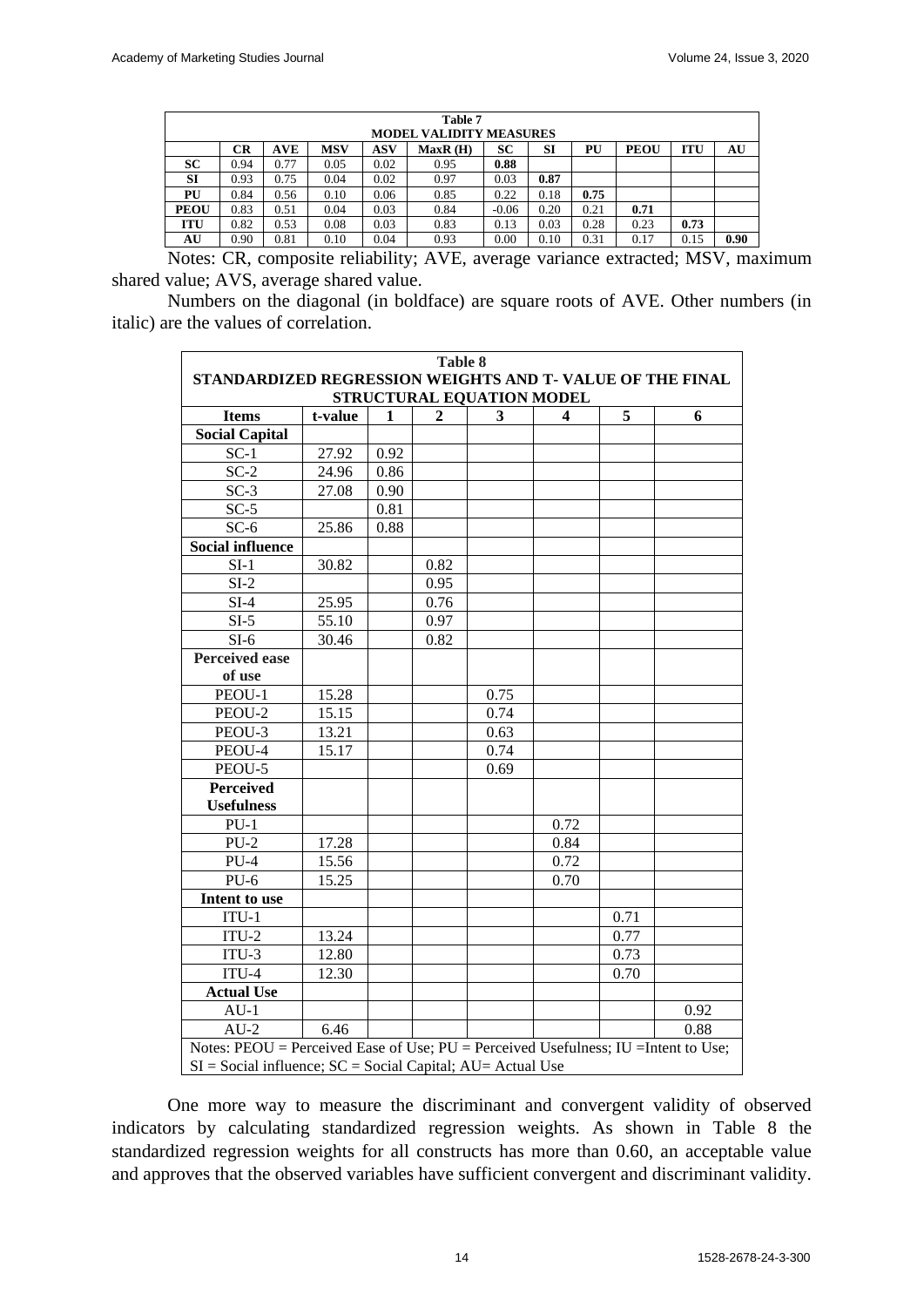**Table 7**
**MODEL VALIDITY MEASURES**

| | CR | AVE | MSV | ASV | MaxR (H) | SC | SI | PU | PEOU | ITU | AU |
|---|---|---|---|---|---|---|---|---|---|---|---|
| **SC** | 0.94 | 0.77 | 0.05 | 0.02 | 0.95 | **0.88** | | | | | |
| **SI** | 0.93 | 0.75 | 0.04 | 0.02 | 0.97 | 0.03 | **0.87** | | | | |
| **PU** | 0.84 | 0.56 | 0.10 | 0.06 | 0.85 | 0.22 | 0.18 | **0.75** | | | |
| **PEOU** | 0.83 | 0.51 | 0.04 | 0.03 | 0.84 | -0.06 | 0.20 | 0.21 | **0.71** | | |
| **ITU** | 0.82 | 0.53 | 0.08 | 0.03 | 0.83 | 0.13 | 0.03 | 0.28 | 0.23 | **0.73** | |
| **AU** | 0.90 | 0.81 | 0.10 | 0.04 | 0.93 | 0.00 | 0.10 | 0.31 | 0.17 | 0.15 | **0.90** |

Notes: CR, composite reliability; AVE, average variance extracted; MSV, maximum shared value; AVS, average shared value.

Numbers on the diagonal (in boldface) are square roots of AVE. Other numbers (in italic) are the values of correlation.

**Table 8**
**STANDARDIZED REGRESSION WEIGHTS AND T- VALUE OF THE FINAL STRUCTURAL EQUATION MODEL**

| Items | t-value | 1 | 2 | 3 | 4 | 5 | 6 |
|---|---|---|---|---|---|---|---|
| **Social Capital** | | | | | | | |
| SC-1 | 27.92 | 0.92 | | | | | |
| SC-2 | 24.96 | 0.86 | | | | | |
| SC-3 | 27.08 | 0.90 | | | | | |
| SC-5 | | 0.81 | | | | | |
| SC-6 | 25.86 | 0.88 | | | | | |
| **Social influence** | | | | | | | |
| SI-1 | 30.82 | | 0.82 | | | | |
| SI-2 | | | 0.95 | | | | |
| SI-4 | 25.95 | | 0.76 | | | | |
| SI-5 | 55.10 | | 0.97 | | | | |
| SI-6 | 30.46 | | 0.82 | | | | |
| **Perceived ease of use** | | | | | | | |
| PEOU-1 | 15.28 | | | 0.75 | | | |
| PEOU-2 | 15.15 | | | 0.74 | | | |
| PEOU-3 | 13.21 | | | 0.63 | | | |
| PEOU-4 | 15.17 | | | 0.74 | | | |
| PEOU-5 | | | | 0.69 | | | |
| **Perceived Usefulness** | | | | | | | |
| PU-1 | | | | | 0.72 | | |
| PU-2 | 17.28 | | | | 0.84 | | |
| PU-4 | 15.56 | | | | 0.72 | | |
| PU-6 | 15.25 | | | | 0.70 | | |
| **Intent to use** | | | | | | | |
| ITU-1 | | | | | | 0.71 | |
| ITU-2 | 13.24 | | | | | 0.77 | |
| ITU-3 | 12.80 | | | | | 0.73 | |
| ITU-4 | 12.30 | | | | | 0.70 | |
| **Actual Use** | | | | | | | |
| AU-1 | | | | | | | 0.92 |
| AU-2 | 6.46 | | | | | | 0.88 |

Notes: PEOU = Perceived Ease of Use; PU = Perceived Usefulness; IU =Intent to Use; SI = Social influence; SC = Social Capital; AU= Actual Use

One more way to measure the discriminant and convergent validity of observed indicators by calculating standardized regression weights. As shown in Table 8 the standardized regression weights for all constructs has more than 0.60, an acceptable value and approves that the observed variables have sufficient convergent and discriminant validity.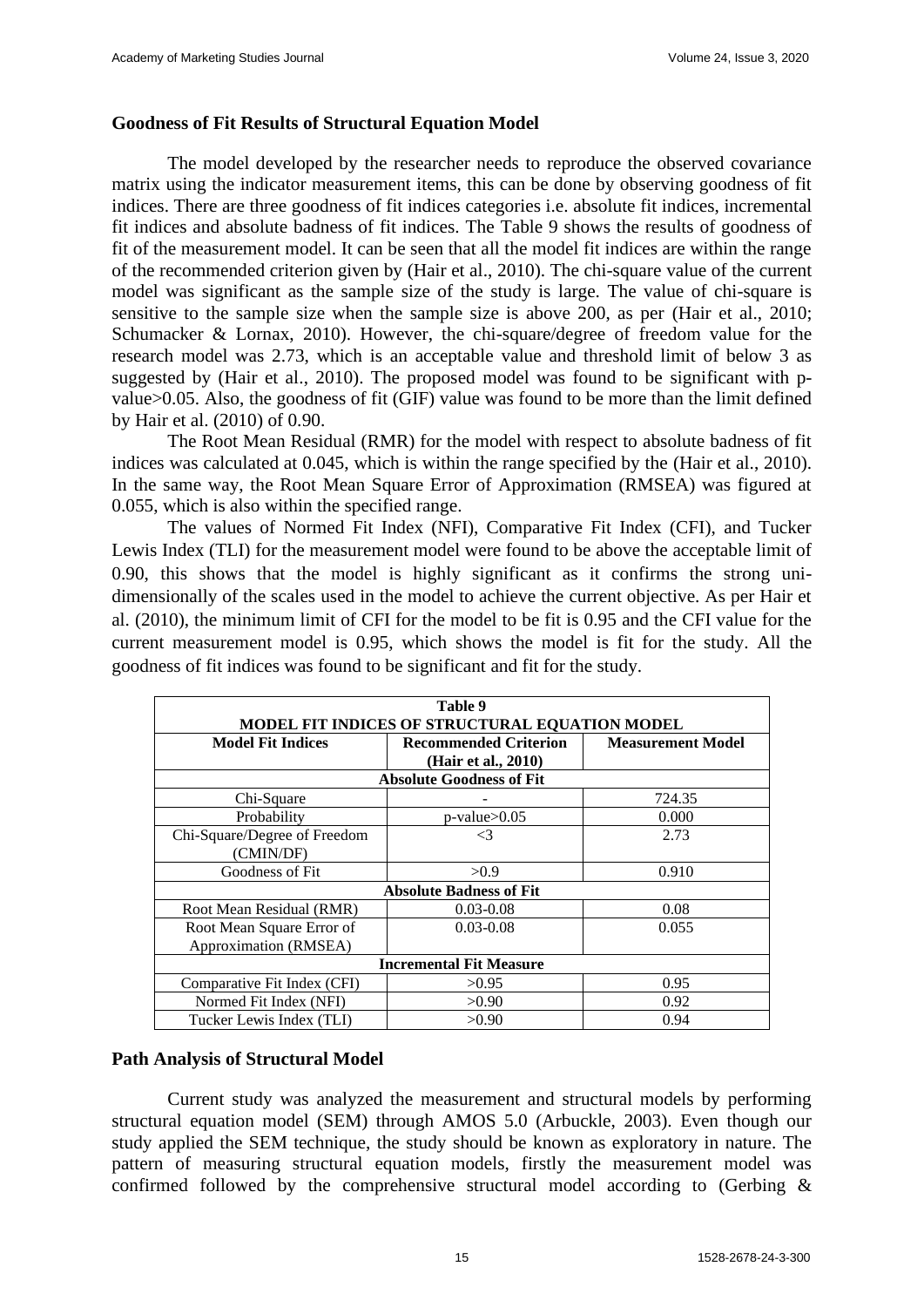### Goodness of Fit Results of Structural Equation Model

The model developed by the researcher needs to reproduce the observed covariance matrix using the indicator measurement items, this can be done by observing goodness of fit indices. There are three goodness of fit indices categories i.e. absolute fit indices, incremental fit indices and absolute badness of fit indices. The Table 9 shows the results of goodness of fit of the measurement model. It can be seen that all the model fit indices are within the range of the recommended criterion given by (Hair et al., 2010). The chi-square value of the current model was significant as the sample size of the study is large. The value of chi-square is sensitive to the sample size when the sample size is above 200, as per (Hair et al., 2010; Schumacker & Lornax, 2010). However, the chi-square/degree of freedom value for the research model was 2.73, which is an acceptable value and threshold limit of below 3 as suggested by (Hair et al., 2010). The proposed model was found to be significant with p-value>0.05. Also, the goodness of fit (GIF) value was found to be more than the limit defined by Hair et al. (2010) of 0.90.

The Root Mean Residual (RMR) for the model with respect to absolute badness of fit indices was calculated at 0.045, which is within the range specified by the (Hair et al., 2010). In the same way, the Root Mean Square Error of Approximation (RMSEA) was figured at 0.055, which is also within the specified range.

The values of Normed Fit Index (NFI), Comparative Fit Index (CFI), and Tucker Lewis Index (TLI) for the measurement model were found to be above the acceptable limit of 0.90, this shows that the model is highly significant as it confirms the strong uni-dimensionally of the scales used in the model to achieve the current objective. As per Hair et al. (2010), the minimum limit of CFI for the model to be fit is 0.95 and the CFI value for the current measurement model is 0.95, which shows the model is fit for the study. All the goodness of fit indices was found to be significant and fit for the study.

**Table 9**
**MODEL FIT INDICES OF STRUCTURAL EQUATION MODEL**

| Model Fit Indices | Recommended Criterion (Hair et al., 2010) | Measurement Model |
|---|---|---|
| **Absolute Goodness of Fit** | | |
| Chi-Square | - | 724.35 |
| Probability | p-value>0.05 | 0.000 |
| Chi-Square/Degree of Freedom (CMIN/DF) | <3 | 2.73 |
| Goodness of Fit | >0.9 | 0.910 |
| **Absolute Badness of Fit** | | |
| Root Mean Residual (RMR) | 0.03-0.08 | 0.08 |
| Root Mean Square Error of Approximation (RMSEA) | 0.03-0.08 | 0.055 |
| **Incremental Fit Measure** | | |
| Comparative Fit Index (CFI) | >0.95 | 0.95 |
| Normed Fit Index (NFI) | >0.90 | 0.92 |
| Tucker Lewis Index (TLI) | >0.90 | 0.94 |

### Path Analysis of Structural Model

Current study was analyzed the measurement and structural models by performing structural equation model (SEM) through AMOS 5.0 (Arbuckle, 2003). Even though our study applied the SEM technique, the study should be known as exploratory in nature. The pattern of measuring structural equation models, firstly the measurement model was confirmed followed by the comprehensive structural model according to (Gerbing &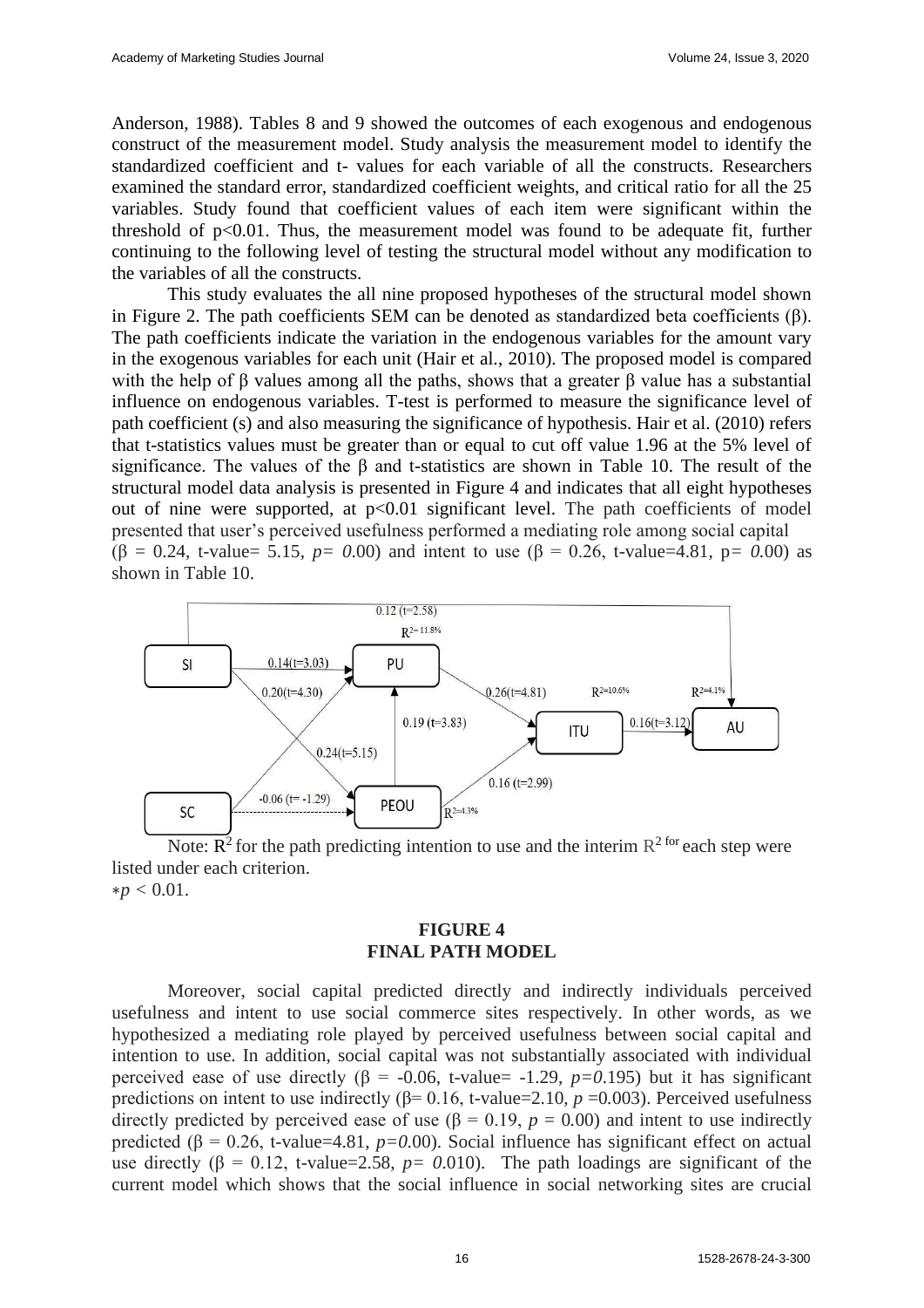Anderson, 1988). Tables 8 and 9 showed the outcomes of each exogenous and endogenous construct of the measurement model. Study analysis the measurement model to identify the standardized coefficient and t- values for each variable of all the constructs. Researchers examined the standard error, standardized coefficient weights, and critical ratio for all the 25 variables. Study found that coefficient values of each item were significant within the threshold of $p<0.01$. Thus, the measurement model was found to be adequate fit, further continuing to the following level of testing the structural model without any modification to the variables of all the constructs.

This study evaluates the all nine proposed hypotheses of the structural model shown in Figure 2. The path coefficients SEM can be denoted as standardized beta coefficients (β). The path coefficients indicate the variation in the endogenous variables for the amount vary in the exogenous variables for each unit (Hair et al., 2010). The proposed model is compared with the help of β values among all the paths, shows that a greater β value has a substantial influence on endogenous variables. T-test is performed to measure the significance level of path coefficient (s) and also measuring the significance of hypothesis. Hair et al. (2010) refers that t-statistics values must be greater than or equal to cut off value 1.96 at the 5% level of significance. The values of the β and t-statistics are shown in Table 10. The result of the structural model data analysis is presented in Figure 4 and indicates that all eight hypotheses out of nine were supported, at $p<0.01$ significant level. The path coefficients of model presented that user's perceived usefulness performed a mediating role among social capital (β = 0.24, t-value= 5.15, $p= 0.00$) and intent to use (β = 0.26, t-value=4.81, $p= 0.00$) as shown in Table 10.

Note: $R^2$ for the path predicting intention to use and the interim $R^2$ for each step were listed under each criterion.
$*p < 0.01$.

**FIGURE 4**
**FINAL PATH MODEL**

Moreover, social capital predicted directly and indirectly individuals perceived usefulness and intent to use social commerce sites respectively. In other words, as we hypothesized a mediating role played by perceived usefulness between social capital and intention to use. In addition, social capital was not substantially associated with individual perceived ease of use directly (β = -0.06, t-value= -1.29, $p=0.195$) but it has significant predictions on intent to use indirectly (β= 0.16, t-value=2.10, $p=0.003$). Perceived usefulness directly predicted by perceived ease of use (β = 0.19, $p = 0.00$) and intent to use indirectly predicted (β = 0.26, t-value=4.81, $p=0.00$). Social influence has significant effect on actual use directly (β = 0.12, t-value=2.58, $p= 0.010$). The path loadings are significant of the current model which shows that the social influence in social networking sites are crucial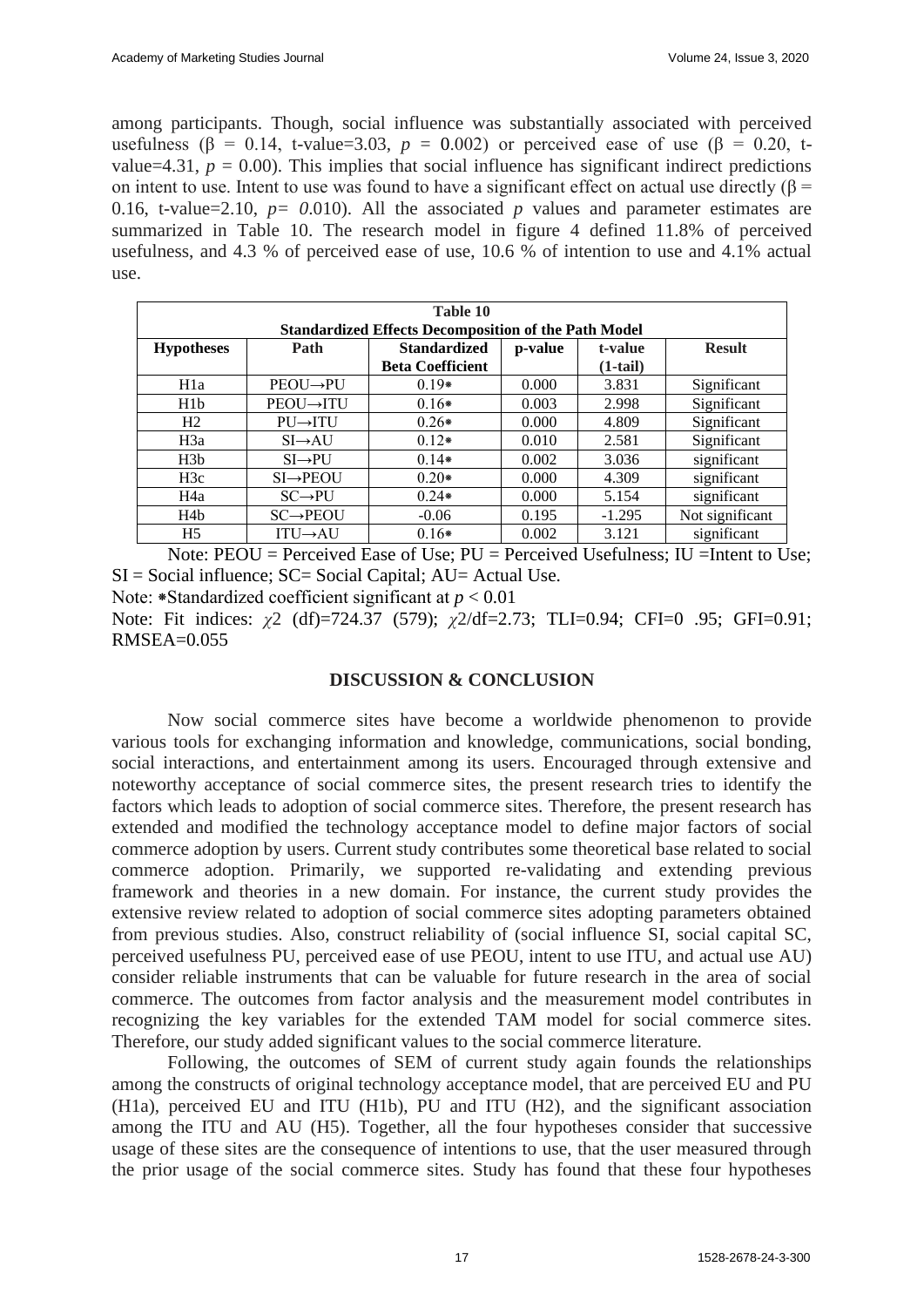among participants. Though, social influence was substantially associated with perceived usefulness (β = 0.14, t-value=3.03, $p$ = 0.002) or perceived ease of use (β = 0.20, t-value=4.31, $p$ = 0.00). This implies that social influence has significant indirect predictions on intent to use. Intent to use was found to have a significant effect on actual use directly (β = 0.16, t-value=2.10, $p$= 0.010). All the associated $p$ values and parameter estimates are summarized in Table 10. The research model in figure 4 defined 11.8% of perceived usefulness, and 4.3 % of perceived ease of use, 10.6 % of intention to use and 4.1% actual use.

**Table 10**
**Standardized Effects Decomposition of the Path Model**

| Hypotheses | Path | Standardized Beta Coefficient | p-value | t-value (1-tail) | Result |
|---|---|---|---|---|---|
| H1a | PEOU→PU | 0.19* | 0.000 | 3.831 | Significant |
| H1b | PEOU→ITU | 0.16* | 0.003 | 2.998 | Significant |
| H2 | PU→ITU | 0.26* | 0.000 | 4.809 | Significant |
| H3a | SI→AU | 0.12* | 0.010 | 2.581 | Significant |
| H3b | SI→PU | 0.14* | 0.002 | 3.036 | significant |
| H3c | SI→PEOU | 0.20* | 0.000 | 4.309 | significant |
| H4a | SC→PU | 0.24* | 0.000 | 5.154 | significant |
| H4b | SC→PEOU | -0.06 | 0.195 | -1.295 | Not significant |
| H5 | ITU→AU | 0.16* | 0.002 | 3.121 | significant |

Note: PEOU = Perceived Ease of Use; PU = Perceived Usefulness; IU =Intent to Use; SI = Social influence; SC= Social Capital; AU= Actual Use.

Note: *Standardized coefficient significant at $p < 0.01$

Note: Fit indices: $\chi2$ (df)=724.37 (579); $\chi2$/df=2.73; TLI=0.94; CFI=0 .95; GFI=0.91; RMSEA=0.055

## DISCUSSION & CONCLUSION

Now social commerce sites have become a worldwide phenomenon to provide various tools for exchanging information and knowledge, communications, social bonding, social interactions, and entertainment among its users. Encouraged through extensive and noteworthy acceptance of social commerce sites, the present research tries to identify the factors which leads to adoption of social commerce sites. Therefore, the present research has extended and modified the technology acceptance model to define major factors of social commerce adoption by users. Current study contributes some theoretical base related to social commerce adoption. Primarily, we supported re-validating and extending previous framework and theories in a new domain. For instance, the current study provides the extensive review related to adoption of social commerce sites adopting parameters obtained from previous studies. Also, construct reliability of (social influence SI, social capital SC, perceived usefulness PU, perceived ease of use PEOU, intent to use ITU, and actual use AU) consider reliable instruments that can be valuable for future research in the area of social commerce. The outcomes from factor analysis and the measurement model contributes in recognizing the key variables for the extended TAM model for social commerce sites. Therefore, our study added significant values to the social commerce literature.

Following, the outcomes of SEM of current study again founds the relationships among the constructs of original technology acceptance model, that are perceived EU and PU (H1a), perceived EU and ITU (H1b), PU and ITU (H2), and the significant association among the ITU and AU (H5). Together, all the four hypotheses consider that successive usage of these sites are the consequence of intentions to use, that the user measured through the prior usage of the social commerce sites. Study has found that these four hypotheses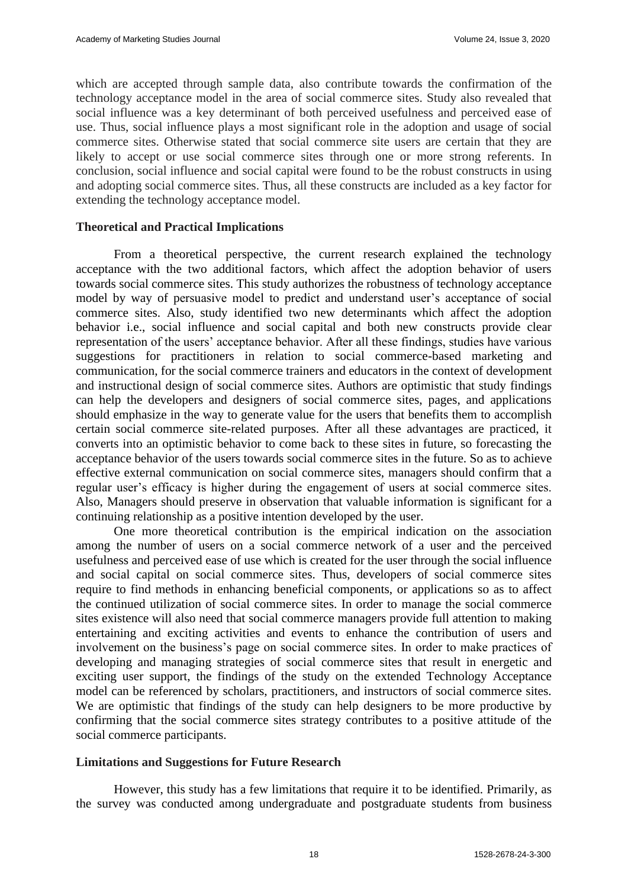which are accepted through sample data, also contribute towards the confirmation of the technology acceptance model in the area of social commerce sites. Study also revealed that social influence was a key determinant of both perceived usefulness and perceived ease of use. Thus, social influence plays a most significant role in the adoption and usage of social commerce sites. Otherwise stated that social commerce site users are certain that they are likely to accept or use social commerce sites through one or more strong referents. In conclusion, social influence and social capital were found to be the robust constructs in using and adopting social commerce sites. Thus, all these constructs are included as a key factor for extending the technology acceptance model.

### Theoretical and Practical Implications

From a theoretical perspective, the current research explained the technology acceptance with the two additional factors, which affect the adoption behavior of users towards social commerce sites. This study authorizes the robustness of technology acceptance model by way of persuasive model to predict and understand user's acceptance of social commerce sites. Also, study identified two new determinants which affect the adoption behavior i.e., social influence and social capital and both new constructs provide clear representation of the users' acceptance behavior. After all these findings, studies have various suggestions for practitioners in relation to social commerce-based marketing and communication, for the social commerce trainers and educators in the context of development and instructional design of social commerce sites. Authors are optimistic that study findings can help the developers and designers of social commerce sites, pages, and applications should emphasize in the way to generate value for the users that benefits them to accomplish certain social commerce site-related purposes. After all these advantages are practiced, it converts into an optimistic behavior to come back to these sites in future, so forecasting the acceptance behavior of the users towards social commerce sites in the future. So as to achieve effective external communication on social commerce sites, managers should confirm that a regular user's efficacy is higher during the engagement of users at social commerce sites. Also, Managers should preserve in observation that valuable information is significant for a continuing relationship as a positive intention developed by the user.

One more theoretical contribution is the empirical indication on the association among the number of users on a social commerce network of a user and the perceived usefulness and perceived ease of use which is created for the user through the social influence and social capital on social commerce sites. Thus, developers of social commerce sites require to find methods in enhancing beneficial components, or applications so as to affect the continued utilization of social commerce sites. In order to manage the social commerce sites existence will also need that social commerce managers provide full attention to making entertaining and exciting activities and events to enhance the contribution of users and involvement on the business's page on social commerce sites. In order to make practices of developing and managing strategies of social commerce sites that result in energetic and exciting user support, the findings of the study on the extended Technology Acceptance model can be referenced by scholars, practitioners, and instructors of social commerce sites. We are optimistic that findings of the study can help designers to be more productive by confirming that the social commerce sites strategy contributes to a positive attitude of the social commerce participants.

### Limitations and Suggestions for Future Research

However, this study has a few limitations that require it to be identified. Primarily, as the survey was conducted among undergraduate and postgraduate students from business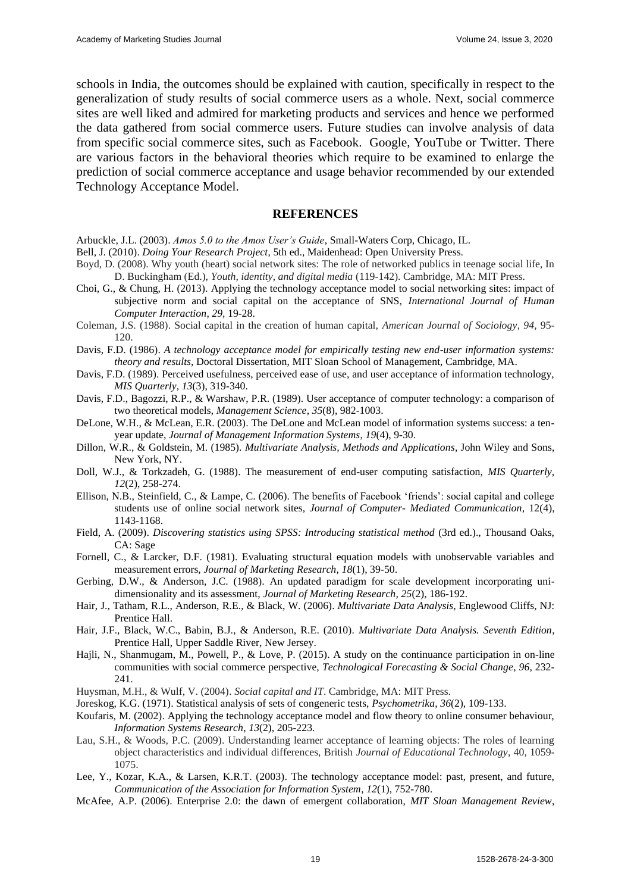schools in India, the outcomes should be explained with caution, specifically in respect to the generalization of study results of social commerce users as a whole. Next, social commerce sites are well liked and admired for marketing products and services and hence we performed the data gathered from social commerce users. Future studies can involve analysis of data from specific social commerce sites, such as Facebook. Google, YouTube or Twitter. There are various factors in the behavioral theories which require to be examined to enlarge the prediction of social commerce acceptance and usage behavior recommended by our extended Technology Acceptance Model.

## REFERENCES

Arbuckle, J.L. (2003). *Amos 5.0 to the Amos User's Guide*, Small-Waters Corp, Chicago, IL.

Bell, J. (2010). *Doing Your Research Project*, 5th ed., Maidenhead: Open University Press.

Boyd, D. (2008). Why youth (heart) social network sites: The role of networked publics in teenage social life, In D. Buckingham (Ed.), *Youth, identity, and digital media* (119-142). Cambridge, MA: MIT Press.

Choi, G., & Chung, H. (2013). Applying the technology acceptance model to social networking sites: impact of subjective norm and social capital on the acceptance of SNS, *International Journal of Human Computer Interaction*, *29*, 19-28.

Coleman, J.S. (1988). Social capital in the creation of human capital, *American Journal of Sociology*, *94*, 95-120.

Davis, F.D. (1986). *A technology acceptance model for empirically testing new end-user information systems: theory and results*, Doctoral Dissertation, MIT Sloan School of Management, Cambridge, MA.

Davis, F.D. (1989). Perceived usefulness, perceived ease of use, and user acceptance of information technology, *MIS Quarterly*, *13*(3), 319-340.

Davis, F.D., Bagozzi, R.P., & Warshaw, P.R. (1989). User acceptance of computer technology: a comparison of two theoretical models, *Management Science*, *35*(8), 982-1003.

DeLone, W.H., & McLean, E.R. (2003). The DeLone and McLean model of information systems success: a ten-year update, *Journal of Management Information Systems*, *19*(4), 9-30.

Dillon, W.R., & Goldstein, M. (1985). *Multivariate Analysis, Methods and Applications*, John Wiley and Sons, New York, NY.

Doll, W.J., & Torkzadeh, G. (1988). The measurement of end-user computing satisfaction, *MIS Quarterly*, *12*(2), 258-274.

Ellison, N.B., Steinfield, C., & Lampe, C. (2006). The benefits of Facebook 'friends': social capital and college students use of online social network sites, *Journal of Computer- Mediated Communication*, 12(4), 1143-1168.

Field, A. (2009). *Discovering statistics using SPSS: Introducing statistical method* (3rd ed.)., Thousand Oaks, CA: Sage

Fornell, C., & Larcker, D.F. (1981). Evaluating structural equation models with unobservable variables and measurement errors, *Journal of Marketing Research*, *18*(1), 39-50.

Gerbing, D.W., & Anderson, J.C. (1988). An updated paradigm for scale development incorporating uni-dimensionality and its assessment, *Journal of Marketing Research*, *25*(2), 186-192.

Hair, J., Tatham, R.L., Anderson, R.E., & Black, W. (2006). *Multivariate Data Analysis*, Englewood Cliffs, NJ: Prentice Hall.

Hair, J.F., Black, W.C., Babin, B.J., & Anderson, R.E. (2010). *Multivariate Data Analysis. Seventh Edition*, Prentice Hall, Upper Saddle River, New Jersey.

Hajli, N., Shanmugam, M., Powell, P., & Love, P. (2015). A study on the continuance participation in on-line communities with social commerce perspective, *Technological Forecasting & Social Change*, *96*, 232-241.

Huysman, M.H., & Wulf, V. (2004). *Social capital and IT*. Cambridge, MA: MIT Press.

Joreskog, K.G. (1971). Statistical analysis of sets of congeneric tests, *Psychometrika*, *36*(2), 109-133.

Koufaris, M. (2002). Applying the technology acceptance model and flow theory to online consumer behaviour, *Information Systems Research*, *13*(2), 205-223.

Lau, S.H., & Woods, P.C. (2009). Understanding learner acceptance of learning objects: The roles of learning object characteristics and individual differences, British *Journal of Educational Technology*, 40, 1059-1075.

Lee, Y., Kozar, K.A., & Larsen, K.R.T. (2003). The technology acceptance model: past, present, and future, *Communication of the Association for Information System*, *12*(1), 752-780.

McAfee, A.P. (2006). Enterprise 2.0: the dawn of emergent collaboration, *MIT Sloan Management Review*,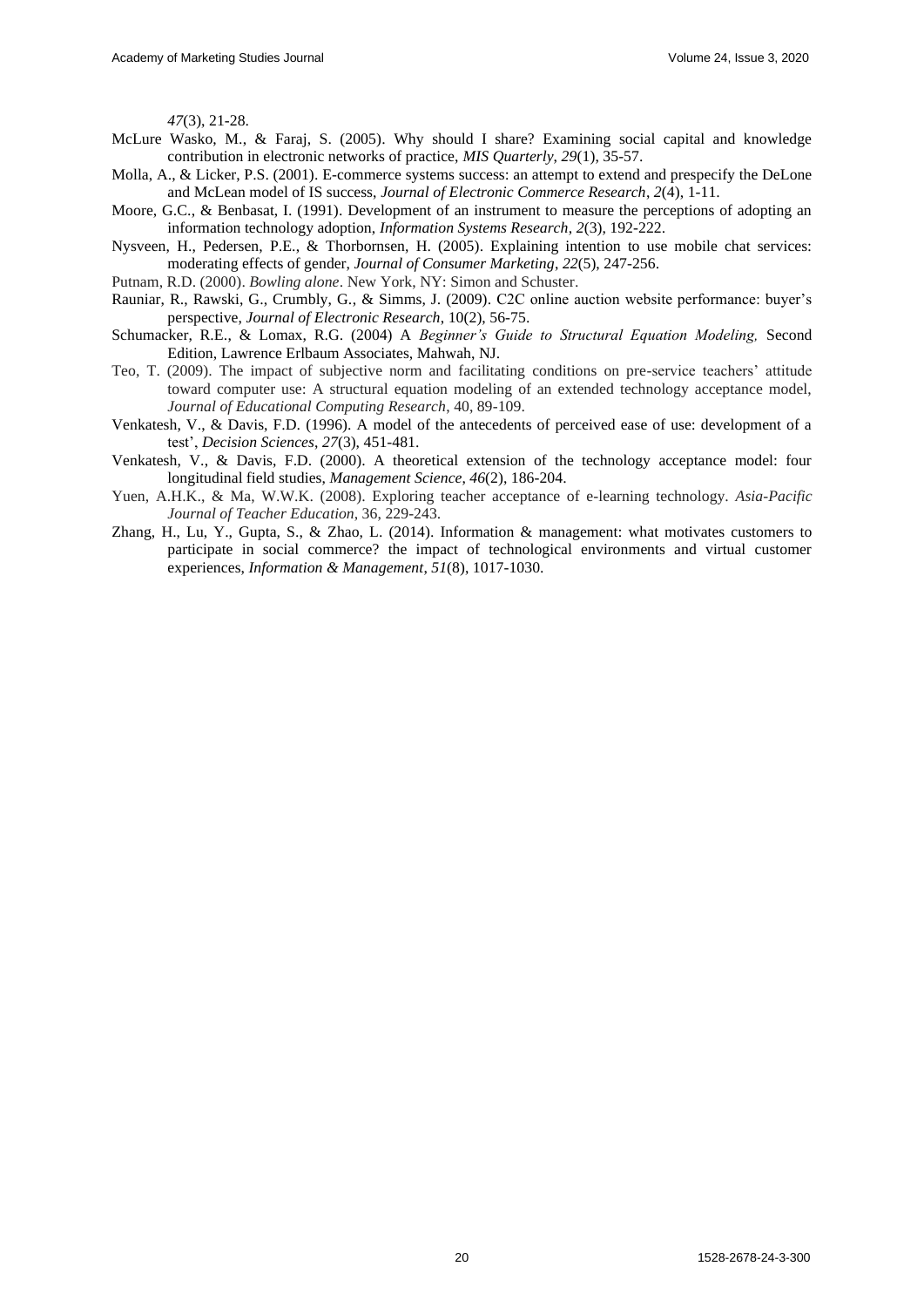*47*(3), 21-28.

McLure Wasko, M., & Faraj, S. (2005). Why should I share? Examining social capital and knowledge contribution in electronic networks of practice, *MIS Quarterly*, *29*(1), 35-57.

Molla, A., & Licker, P.S. (2001). E-commerce systems success: an attempt to extend and prespecify the DeLone and McLean model of IS success, *Journal of Electronic Commerce Research*, *2*(4), 1-11.

Moore, G.C., & Benbasat, I. (1991). Development of an instrument to measure the perceptions of adopting an information technology adoption, *Information Systems Research*, *2*(3), 192-222.

Nysveen, H., Pedersen, P.E., & Thorbornsen, H. (2005). Explaining intention to use mobile chat services: moderating effects of gender, *Journal of Consumer Marketing*, *22*(5), 247-256.

Putnam, R.D. (2000). *Bowling alone*. New York, NY: Simon and Schuster.

Rauniar, R., Rawski, G., Crumbly, G., & Simms, J. (2009). C2C online auction website performance: buyer's perspective, *Journal of Electronic Research*, 10(2), 56-75.

Schumacker, R.E., & Lomax, R.G. (2004) A *Beginner's Guide to Structural Equation Modeling,* Second Edition, Lawrence Erlbaum Associates, Mahwah, NJ.

Teo, T. (2009). The impact of subjective norm and facilitating conditions on pre-service teachers' attitude toward computer use: A structural equation modeling of an extended technology acceptance model, *Journal of Educational Computing Research*, 40, 89-109.

Venkatesh, V., & Davis, F.D. (1996). A model of the antecedents of perceived ease of use: development of a test', *Decision Sciences*, *27*(3), 451-481.

Venkatesh, V., & Davis, F.D. (2000). A theoretical extension of the technology acceptance model: four longitudinal field studies, *Management Science*, *46*(2), 186-204.

Yuen, A.H.K., & Ma, W.W.K. (2008). Exploring teacher acceptance of e-learning technology. *Asia-Pacific Journal of Teacher Education*, 36, 229-243.

Zhang, H., Lu, Y., Gupta, S., & Zhao, L. (2014). Information & management: what motivates customers to participate in social commerce? the impact of technological environments and virtual customer experiences, *Information & Management*, *51*(8), 1017-1030.